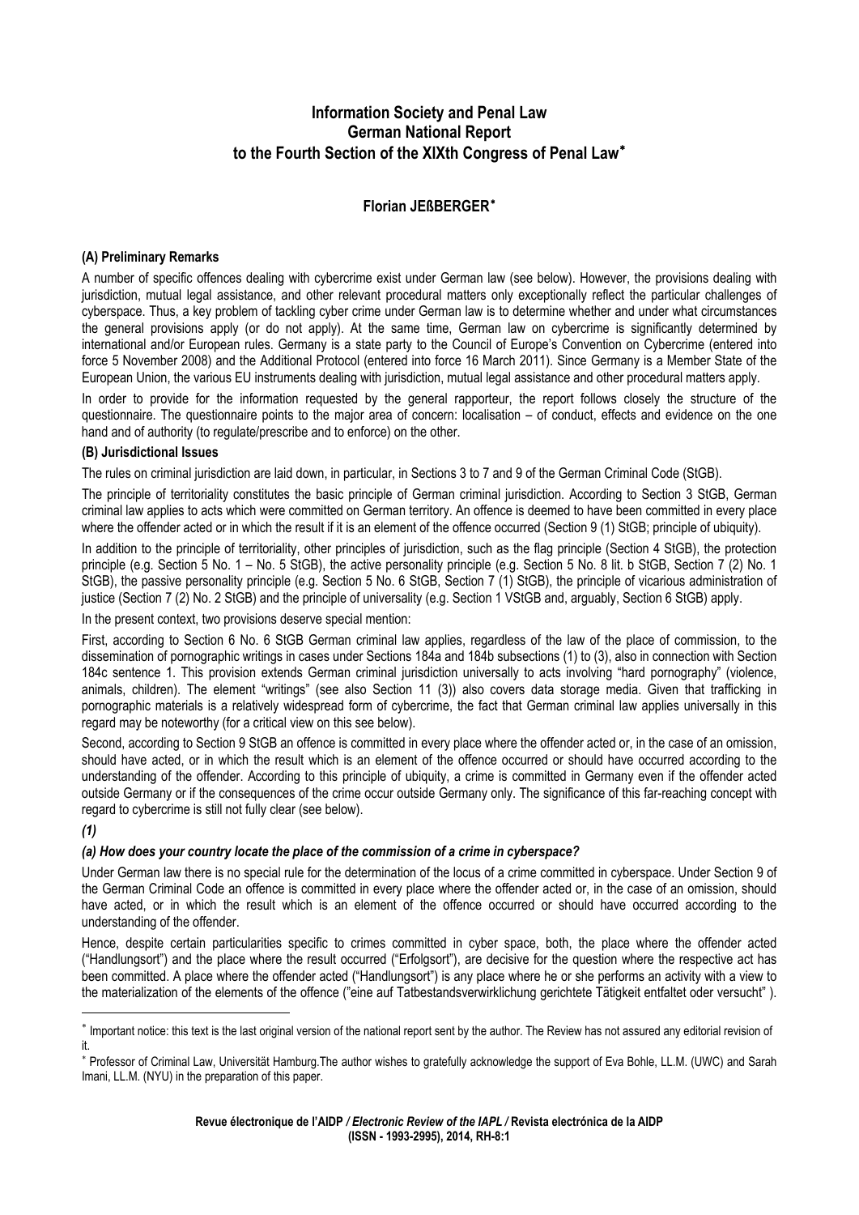# Information Society and Penal Law
# German National Report
# to the Fourth Section of the XIXth Congress of Penal Law*

**Florian JEßBERGER***

**(A) Preliminary Remarks**

A number of specific offences dealing with cybercrime exist under German law (see below). However, the provisions dealing with jurisdiction, mutual legal assistance, and other relevant procedural matters only exceptionally reflect the particular challenges of cyberspace. Thus, a key problem of tackling cyber crime under German law is to determine whether and under what circumstances the general provisions apply (or do not apply). At the same time, German law on cybercrime is significantly determined by international and/or European rules. Germany is a state party to the Council of Europe's Convention on Cybercrime (entered into force 5 November 2008) and the Additional Protocol (entered into force 16 March 2011). Since Germany is a Member State of the European Union, the various EU instruments dealing with jurisdiction, mutual legal assistance and other procedural matters apply.

In order to provide for the information requested by the general rapporteur, the report follows closely the structure of the questionnaire. The questionnaire points to the major area of concern: localisation – of conduct, effects and evidence on the one hand and of authority (to regulate/prescribe and to enforce) on the other.

**(B) Jurisdictional Issues**

The rules on criminal jurisdiction are laid down, in particular, in Sections 3 to 7 and 9 of the German Criminal Code (StGB).

The principle of territoriality constitutes the basic principle of German criminal jurisdiction. According to Section 3 StGB, German criminal law applies to acts which were committed on German territory. An offence is deemed to have been committed in every place where the offender acted or in which the result if it is an element of the offence occurred (Section 9 (1) StGB; principle of ubiquity).

In addition to the principle of territoriality, other principles of jurisdiction, such as the flag principle (Section 4 StGB), the protection principle (e.g. Section 5 No. 1 – No. 5 StGB), the active personality principle (e.g. Section 5 No. 8 lit. b StGB, Section 7 (2) No. 1 StGB), the passive personality principle (e.g. Section 5 No. 6 StGB, Section 7 (1) StGB), the principle of vicarious administration of justice (Section 7 (2) No. 2 StGB) and the principle of universality (e.g. Section 1 VStGB and, arguably, Section 6 StGB) apply.

In the present context, two provisions deserve special mention:

First, according to Section 6 No. 6 StGB German criminal law applies, regardless of the law of the place of commission, to the dissemination of pornographic writings in cases under Sections 184a and 184b subsections (1) to (3), also in connection with Section 184c sentence 1. This provision extends German criminal jurisdiction universally to acts involving "hard pornography" (violence, animals, children). The element "writings" (see also Section 11 (3)) also covers data storage media. Given that trafficking in pornographic materials is a relatively widespread form of cybercrime, the fact that German criminal law applies universally in this regard may be noteworthy (for a critical view on this see below).

Second, according to Section 9 StGB an offence is committed in every place where the offender acted or, in the case of an omission, should have acted, or in which the result which is an element of the offence occurred or should have occurred according to the understanding of the offender. According to this principle of ubiquity, a crime is committed in Germany even if the offender acted outside Germany or if the consequences of the crime occur outside Germany only. The significance of this far-reaching concept with regard to cybercrime is still not fully clear (see below).

*(1)*

***(a) How does your country locate the place of the commission of a crime in cyberspace?***

Under German law there is no special rule for the determination of the locus of a crime committed in cyberspace. Under Section 9 of the German Criminal Code an offence is committed in every place where the offender acted or, in the case of an omission, should have acted, or in which the result which is an element of the offence occurred or should have occurred according to the understanding of the offender.

Hence, despite certain particularities specific to crimes committed in cyber space, both, the place where the offender acted ("Handlungsort") and the place where the result occurred ("Erfolgsort"), are decisive for the question where the respective act has been committed. A place where the offender acted ("Handlungsort") is any place where he or she performs an activity with a view to the materialization of the elements of the offence ("eine auf Tatbestandsverwirklichung gerichtete Tätigkeit entfaltet oder versucht" ).

---

* Important notice: this text is the last original version of the national report sent by the author. The Review has not assured any editorial revision of it.

* Professor of Criminal Law, Universität Hamburg.The author wishes to gratefully acknowledge the support of Eva Bohle, LL.M. (UWC) and Sarah Imani, LL.M. (NYU) in the preparation of this paper.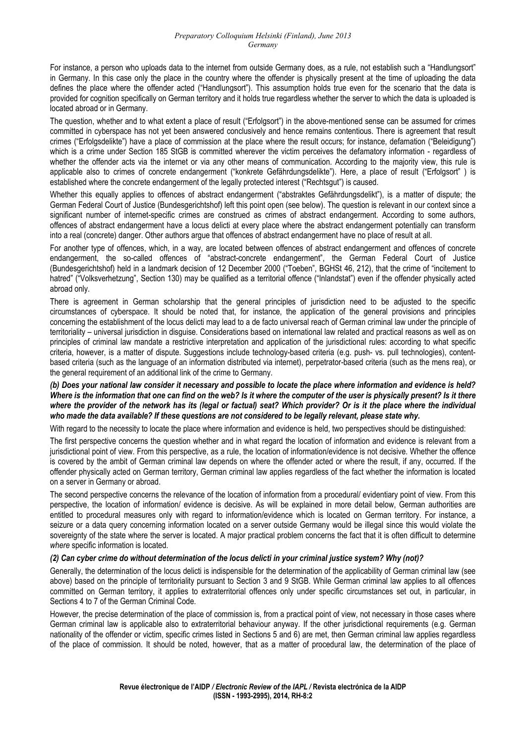For instance, a person who uploads data to the internet from outside Germany does, as a rule, not establish such a "Handlungsort" in Germany. In this case only the place in the country where the offender is physically present at the time of uploading the data defines the place where the offender acted ("Handlungsort"). This assumption holds true even for the scenario that the data is provided for cognition specifically on German territory and it holds true regardless whether the server to which the data is uploaded is located abroad or in Germany.

The question, whether and to what extent a place of result ("Erfolgsort") in the above-mentioned sense can be assumed for crimes committed in cyberspace has not yet been answered conclusively and hence remains contentious. There is agreement that result crimes ("Erfolgsdelikte") have a place of commission at the place where the result occurs; for instance, defamation ("Beleidigung") which is a crime under Section 185 StGB is committed wherever the victim perceives the defamatory information - regardless of whether the offender acts via the internet or via any other means of communication. According to the majority view, this rule is applicable also to crimes of concrete endangerment ("konkrete Gefährdungsdelikte"). Here, a place of result ("Erfolgsort" ) is established where the concrete endangerment of the legally protected interest ("Rechtsgut") is caused.

Whether this equally applies to offences of abstract endangerment ("abstraktes Gefährdungsdelikt"), is a matter of dispute; the German Federal Court of Justice (Bundesgerichtshof) left this point open (see below). The question is relevant in our context since a significant number of internet-specific crimes are construed as crimes of abstract endangerment. According to some authors, offences of abstract endangerment have a locus delicti at every place where the abstract endangerment potentially can transform into a real (concrete) danger. Other authors argue that offences of abstract endangerment have no place of result at all.

For another type of offences, which, in a way, are located between offences of abstract endangerment and offences of concrete endangerment, the so-called offences of "abstract-concrete endangerment", the German Federal Court of Justice (Bundesgerichtshof) held in a landmark decision of 12 December 2000 ("Toeben", BGHSt 46, 212), that the crime of "incitement to hatred" ("Volksverhetzung", Section 130) may be qualified as a territorial offence ("Inlandstat") even if the offender physically acted abroad only.

There is agreement in German scholarship that the general principles of jurisdiction need to be adjusted to the specific circumstances of cyberspace. It should be noted that, for instance, the application of the general provisions and principles concerning the establishment of the locus delicti may lead to a de facto universal reach of German criminal law under the principle of territoriality – universal jurisdiction in disguise. Considerations based on international law related and practical reasons as well as on principles of criminal law mandate a restrictive interpretation and application of the jurisdictional rules: according to what specific criteria, however, is a matter of dispute. Suggestions include technology-based criteria (e.g. push- vs. pull technologies), content-based criteria (such as the language of an information distributed via internet), perpetrator-based criteria (such as the mens rea), or the general requirement of an additional link of the crime to Germany.

***(b) Does your national law consider it necessary and possible to locate the place where information and evidence is held? Where is the information that one can find on the web? Is it where the computer of the user is physically present? Is it there where the provider of the network has its (legal or factual) seat? Which provider? Or is it the place where the individual who made the data available? If these questions are not considered to be legally relevant, please state why.***

With regard to the necessity to locate the place where information and evidence is held, two perspectives should be distinguished:

The first perspective concerns the question whether and in what regard the location of information and evidence is relevant from a jurisdictional point of view. From this perspective, as a rule, the location of information/evidence is not decisive. Whether the offence is covered by the ambit of German criminal law depends on where the offender acted or where the result, if any, occurred. If the offender physically acted on German territory, German criminal law applies regardless of the fact whether the information is located on a server in Germany or abroad.

The second perspective concerns the relevance of the location of information from a procedural/ evidentiary point of view. From this perspective, the location of information/ evidence is decisive. As will be explained in more detail below, German authorities are entitled to procedural measures only with regard to information/evidence which is located on German territory. For instance, a seizure or a data query concerning information located on a server outside Germany would be illegal since this would violate the sovereignty of the state where the server is located. A major practical problem concerns the fact that it is often difficult to determine *where* specific information is located.

***(2) Can cyber crime do without determination of the locus delicti in your criminal justice system? Why (not)?***

Generally, the determination of the locus delicti is indispensible for the determination of the applicability of German criminal law (see above) based on the principle of territoriality pursuant to Section 3 and 9 StGB. While German criminal law applies to all offences committed on German territory, it applies to extraterritorial offences only under specific circumstances set out, in particular, in Sections 4 to 7 of the German Criminal Code.

However, the precise determination of the place of commission is, from a practical point of view, not necessary in those cases where German criminal law is applicable also to extraterritorial behaviour anyway. If the other jurisdictional requirements (e.g. German nationality of the offender or victim, specific crimes listed in Sections 5 and 6) are met, then German criminal law applies regardless of the place of commission. It should be noted, however, that as a matter of procedural law, the determination of the place of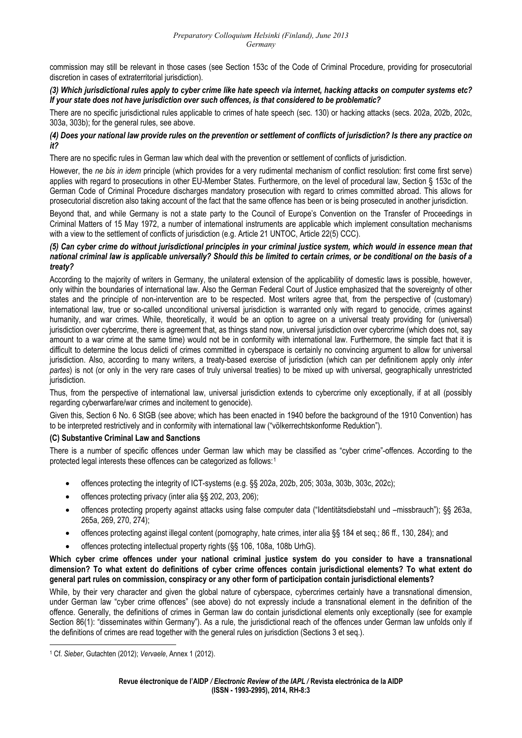commission may still be relevant in those cases (see Section 153c of the Code of Criminal Procedure, providing for prosecutorial discretion in cases of extraterritorial jurisdiction).

***(3) Which jurisdictional rules apply to cyber crime like hate speech via internet, hacking attacks on computer systems etc? If your state does not have jurisdiction over such offences, is that considered to be problematic?***

There are no specific jurisdictional rules applicable to crimes of hate speech (sec. 130) or hacking attacks (secs. 202a, 202b, 202c, 303a, 303b); for the general rules, see above.

***(4) Does your national law provide rules on the prevention or settlement of conflicts of jurisdiction? Is there any practice on it?***

There are no specific rules in German law which deal with the prevention or settlement of conflicts of jurisdiction.

However, the *ne bis in idem* principle (which provides for a very rudimental mechanism of conflict resolution: first come first serve) applies with regard to prosecutions in other EU-Member States. Furthermore, on the level of procedural law, Section § 153c of the German Code of Criminal Procedure discharges mandatory prosecution with regard to crimes committed abroad. This allows for prosecutorial discretion also taking account of the fact that the same offence has been or is being prosecuted in another jurisdiction.

Beyond that, and while Germany is not a state party to the Council of Europe's Convention on the Transfer of Proceedings in Criminal Matters of 15 May 1972, a number of international instruments are applicable which implement consultation mechanisms with a view to the settlement of conflicts of jurisdiction (e.g. Article 21 UNTOC, Article 22(5) CCC).

***(5) Can cyber crime do without jurisdictional principles in your criminal justice system, which would in essence mean that national criminal law is applicable universally? Should this be limited to certain crimes, or be conditional on the basis of a treaty?***

According to the majority of writers in Germany, the unilateral extension of the applicability of domestic laws is possible, however, only within the boundaries of international law. Also the German Federal Court of Justice emphasized that the sovereignty of other states and the principle of non-intervention are to be respected. Most writers agree that, from the perspective of (customary) international law, true or so-called unconditional universal jurisdiction is warranted only with regard to genocide, crimes against humanity, and war crimes. While, theoretically, it would be an option to agree on a universal treaty providing for (universal) jurisdiction over cybercrime, there is agreement that, as things stand now, universal jurisdiction over cybercrime (which does not, say amount to a war crime at the same time) would not be in conformity with international law. Furthermore, the simple fact that it is difficult to determine the locus delicti of crimes committed in cyberspace is certainly no convincing argument to allow for universal jurisdiction. Also, according to many writers, a treaty-based exercise of jurisdiction (which can per definitionem apply only *inter partes*) is not (or only in the very rare cases of truly universal treaties) to be mixed up with universal, geographically unrestricted jurisdiction.

Thus, from the perspective of international law, universal jurisdiction extends to cybercrime only exceptionally, if at all (possibly regarding cyberwarfare/war crimes and incitement to genocide).

Given this, Section 6 No. 6 StGB (see above; which has been enacted in 1940 before the background of the 1910 Convention) has to be interpreted restrictively and in conformity with international law ("völkerrechtskonforme Reduktion").

### (C) Substantive Criminal Law and Sanctions

There is a number of specific offences under German law which may be classified as "cyber crime"-offences. According to the protected legal interests these offences can be categorized as follows:[1]

- offences protecting the integrity of ICT-systems (e.g. §§ 202a, 202b, 205; 303a, 303b, 303c, 202c);
- offences protecting privacy (inter alia §§ 202, 203, 206);
- offences protecting property against attacks using false computer data ("Identitätsdiebstahl und –missbrauch"); §§ 263a, 265a, 269, 270, 274);
- offences protecting against illegal content (pornography, hate crimes, inter alia §§ 184 et seq.; 86 ff., 130, 284); and
- offences protecting intellectual property rights (§§ 106, 108a, 108b UrhG).

**Which cyber crime offences under your national criminal justice system do you consider to have a transnational dimension? To what extent do definitions of cyber crime offences contain jurisdictional elements? To what extent do general part rules on commission, conspiracy or any other form of participation contain jurisdictional elements?**

While, by their very character and given the global nature of cyberspace, cybercrimes certainly have a transnational dimension, under German law "cyber crime offences" (see above) do not expressly include a transnational element in the definition of the offence. Generally, the definitions of crimes in German law do contain jurisdictional elements only exceptionally (see for example Section 86(1): "disseminates within Germany"). As a rule, the jurisdictional reach of the offences under German law unfolds only if the definitions of crimes are read together with the general rules on jurisdiction (Sections 3 et seq.).

---

[1] Cf. *Sieber*, Gutachten (2012); *Vervaele*, Annex 1 (2012).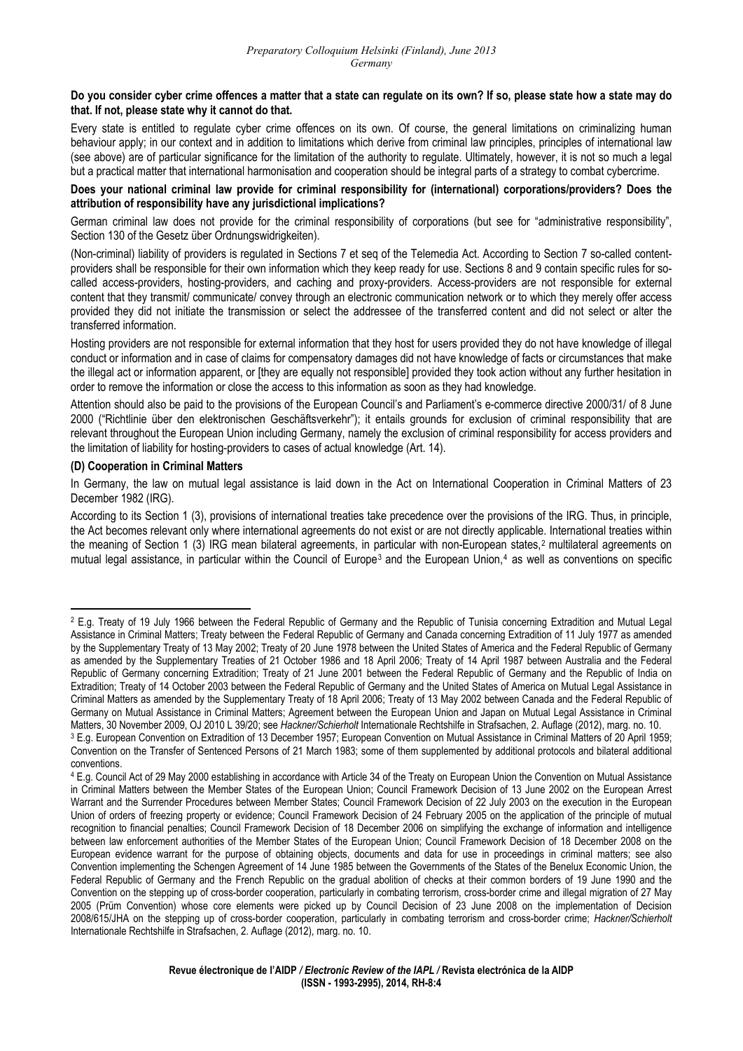**Do you consider cyber crime offences a matter that a state can regulate on its own? If so, please state how a state may do that. If not, please state why it cannot do that.**

Every state is entitled to regulate cyber crime offences on its own. Of course, the general limitations on criminalizing human behaviour apply; in our context and in addition to limitations which derive from criminal law principles, principles of international law (see above) are of particular significance for the limitation of the authority to regulate. Ultimately, however, it is not so much a legal but a practical matter that international harmonisation and cooperation should be integral parts of a strategy to combat cybercrime.

**Does your national criminal law provide for criminal responsibility for (international) corporations/providers? Does the attribution of responsibility have any jurisdictional implications?**

German criminal law does not provide for the criminal responsibility of corporations (but see for "administrative responsibility", Section 130 of the Gesetz über Ordnungswidrigkeiten).

(Non-criminal) liability of providers is regulated in Sections 7 et seq of the Telemedia Act. According to Section 7 so-called content-providers shall be responsible for their own information which they keep ready for use. Sections 8 and 9 contain specific rules for so-called access-providers, hosting-providers, and caching and proxy-providers. Access-providers are not responsible for external content that they transmit/ communicate/ convey through an electronic communication network or to which they merely offer access provided they did not initiate the transmission or select the addressee of the transferred content and did not select or alter the transferred information.

Hosting providers are not responsible for external information that they host for users provided they do not have knowledge of illegal conduct or information and in case of claims for compensatory damages did not have knowledge of facts or circumstances that make the illegal act or information apparent, or [they are equally not responsible] provided they took action without any further hesitation in order to remove the information or close the access to this information as soon as they had knowledge.

Attention should also be paid to the provisions of the European Council's and Parliament's e-commerce directive 2000/31/ of 8 June 2000 ("Richtlinie über den elektronischen Geschäftsverkehr"); it entails grounds for exclusion of criminal responsibility that are relevant throughout the European Union including Germany, namely the exclusion of criminal responsibility for access providers and the limitation of liability for hosting-providers to cases of actual knowledge (Art. 14).

### (D) Cooperation in Criminal Matters

In Germany, the law on mutual legal assistance is laid down in the Act on International Cooperation in Criminal Matters of 23 December 1982 (IRG).

According to its Section 1 (3), provisions of international treaties take precedence over the provisions of the IRG. Thus, in principle, the Act becomes relevant only where international agreements do not exist or are not directly applicable. International treaties within the meaning of Section 1 (3) IRG mean bilateral agreements, in particular with non-European states,[2] multilateral agreements on mutual legal assistance, in particular within the Council of Europe[3] and the European Union,[4] as well as conventions on specific

---

[2] E.g. Treaty of 19 July 1966 between the Federal Republic of Germany and the Republic of Tunisia concerning Extradition and Mutual Legal Assistance in Criminal Matters; Treaty between the Federal Republic of Germany and Canada concerning Extradition of 11 July 1977 as amended by the Supplementary Treaty of 13 May 2002; Treaty of 20 June 1978 between the United States of America and the Federal Republic of Germany as amended by the Supplementary Treaties of 21 October 1986 and 18 April 2006; Treaty of 14 April 1987 between Australia and the Federal Republic of Germany concerning Extradition; Treaty of 21 June 2001 between the Federal Republic of Germany and the Republic of India on Extradition; Treaty of 14 October 2003 between the Federal Republic of Germany and the United States of America on Mutual Legal Assistance in Criminal Matters as amended by the Supplementary Treaty of 18 April 2006; Treaty of 13 May 2002 between Canada and the Federal Republic of Germany on Mutual Assistance in Criminal Matters; Agreement between the European Union and Japan on Mutual Legal Assistance in Criminal Matters, 30 November 2009, OJ 2010 L 39/20; see *Hackner/Schierholt* Internationale Rechtshilfe in Strafsachen, 2. Auflage (2012), marg. no. 10.

[3] E.g. European Convention on Extradition of 13 December 1957; European Convention on Mutual Assistance in Criminal Matters of 20 April 1959; Convention on the Transfer of Sentenced Persons of 21 March 1983; some of them supplemented by additional protocols and bilateral additional conventions.

[4] E.g. Council Act of 29 May 2000 establishing in accordance with Article 34 of the Treaty on European Union the Convention on Mutual Assistance in Criminal Matters between the Member States of the European Union; Council Framework Decision of 13 June 2002 on the European Arrest Warrant and the Surrender Procedures between Member States; Council Framework Decision of 22 July 2003 on the execution in the European Union of orders of freezing property or evidence; Council Framework Decision of 24 February 2005 on the application of the principle of mutual recognition to financial penalties; Council Framework Decision of 18 December 2006 on simplifying the exchange of information and intelligence between law enforcement authorities of the Member States of the European Union; Council Framework Decision of 18 December 2008 on the European evidence warrant for the purpose of obtaining objects, documents and data for use in proceedings in criminal matters; see also Convention implementing the Schengen Agreement of 14 June 1985 between the Governments of the States of the Benelux Economic Union, the Federal Republic of Germany and the French Republic on the gradual abolition of checks at their common borders of 19 June 1990 and the Convention on the stepping up of cross-border cooperation, particularly in combating terrorism, cross-border crime and illegal migration of 27 May 2005 (Prüm Convention) whose core elements were picked up by Council Decision of 23 June 2008 on the implementation of Decision 2008/615/JHA on the stepping up of cross-border cooperation, particularly in combating terrorism and cross-border crime; *Hackner/Schierholt* Internationale Rechtshilfe in Strafsachen, 2. Auflage (2012), marg. no. 10.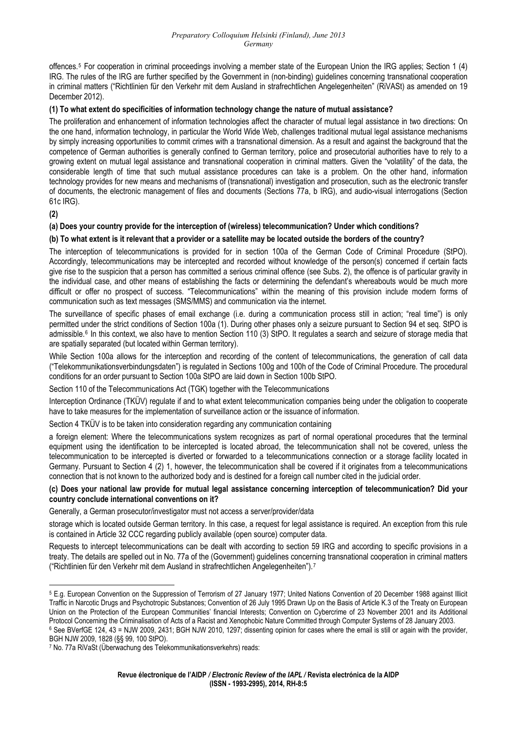offences.[5] For cooperation in criminal proceedings involving a member state of the European Union the IRG applies; Section 1 (4) IRG. The rules of the IRG are further specified by the Government in (non-binding) guidelines concerning transnational cooperation in criminal matters ("Richtlinien für den Verkehr mit dem Ausland in strafrechtlichen Angelegenheiten" (RiVASt) as amended on 19 December 2012).

**(1) To what extent do specificities of information technology change the nature of mutual assistance?**

The proliferation and enhancement of information technologies affect the character of mutual legal assistance in two directions: On the one hand, information technology, in particular the World Wide Web, challenges traditional mutual legal assistance mechanisms by simply increasing opportunities to commit crimes with a transnational dimension. As a result and against the background that the competence of German authorities is generally confined to German territory, police and prosecutorial authorities have to rely to a growing extent on mutual legal assistance and transnational cooperation in criminal matters. Given the "volatility" of the data, the considerable length of time that such mutual assistance procedures can take is a problem. On the other hand, information technology provides for new means and mechanisms of (transnational) investigation and prosecution, such as the electronic transfer of documents, the electronic management of files and documents (Sections 77a, b IRG), and audio-visual interrogations (Section 61c IRG).

**(2)**

**(a) Does your country provide for the interception of (wireless) telecommunication? Under which conditions?**

**(b) To what extent is it relevant that a provider or a satellite may be located outside the borders of the country?**

The interception of telecommunications is provided for in section 100a of the German Code of Criminal Procedure (StPO). Accordingly, telecommunications may be intercepted and recorded without knowledge of the person(s) concerned if certain facts give rise to the suspicion that a person has committed a serious criminal offence (see Subs. 2), the offence is of particular gravity in the individual case, and other means of establishing the facts or determining the defendant's whereabouts would be much more difficult or offer no prospect of success. "Telecommunications" within the meaning of this provision include modern forms of communication such as text messages (SMS/MMS) and communication via the internet.

The surveillance of specific phases of email exchange (i.e. during a communication process still in action; "real time") is only permitted under the strict conditions of Section 100a (1). During other phases only a seizure pursuant to Section 94 et seq. StPO is admissible.[6] In this context, we also have to mention Section 110 (3) StPO. It regulates a search and seizure of storage media that are spatially separated (but located within German territory).

While Section 100a allows for the interception and recording of the content of telecommunications, the generation of call data ("Telekommunikationsverbindungsdaten") is regulated in Sections 100g and 100h of the Code of Criminal Procedure. The procedural conditions for an order pursuant to Section 100a StPO are laid down in Section 100b StPO.

Section 110 of the Telecommunications Act (TGK) together with the Telecommunications

Interception Ordinance (TKÜV) regulate if and to what extent telecommunication companies being under the obligation to cooperate have to take measures for the implementation of surveillance action or the issuance of information.

Section 4 TKÜV is to be taken into consideration regarding any communication containing

a foreign element: Where the telecommunications system recognizes as part of normal operational procedures that the terminal equipment using the identification to be intercepted is located abroad, the telecommunication shall not be covered, unless the telecommunication to be intercepted is diverted or forwarded to a telecommunications connection or a storage facility located in Germany. Pursuant to Section 4 (2) 1, however, the telecommunication shall be covered if it originates from a telecommunications connection that is not known to the authorized body and is destined for a foreign call number cited in the judicial order.

**(c) Does your national law provide for mutual legal assistance concerning interception of telecommunication? Did your country conclude international conventions on it?**

Generally, a German prosecutor/investigator must not access a server/provider/data

storage which is located outside German territory. In this case, a request for legal assistance is required. An exception from this rule is contained in Article 32 CCC regarding publicly available (open source) computer data.

Requests to intercept telecommunications can be dealt with according to section 59 IRG and according to specific provisions in a treaty. The details are spelled out in No. 77a of the (Government) guidelines concerning transnational cooperation in criminal matters ("Richtlinien für den Verkehr mit dem Ausland in strafrechtlichen Angelegenheiten").[7]

---

[5] E.g. European Convention on the Suppression of Terrorism of 27 January 1977; United Nations Convention of 20 December 1988 against Illicit Traffic in Narcotic Drugs and Psychotropic Substances; Convention of 26 July 1995 Drawn Up on the Basis of Article K.3 of the Treaty on European Union on the Protection of the European Communities' financial Interests; Convention on Cybercrime of 23 November 2001 and its Additional Protocol Concerning the Criminalisation of Acts of a Racist and Xenophobic Nature Committed through Computer Systems of 28 January 2003.

[6] See BVerfGE 124, 43 = NJW 2009, 2431; BGH NJW 2010, 1297; dissenting opinion for cases where the email is still or again with the provider, BGH NJW 2009, 1828 (§§ 99, 100 StPO).

[7] No. 77a RiVaSt (Überwachung des Telekommunikationsverkehrs) reads: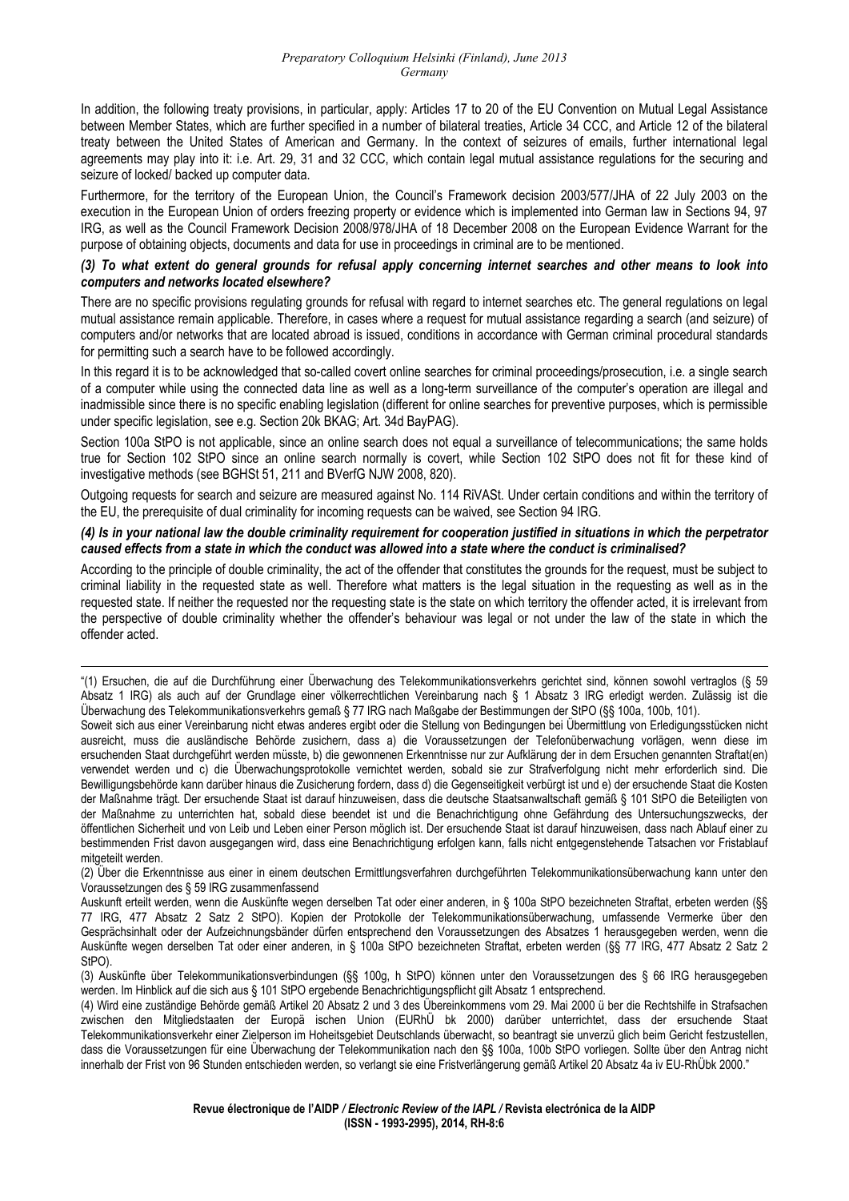In addition, the following treaty provisions, in particular, apply: Articles 17 to 20 of the EU Convention on Mutual Legal Assistance between Member States, which are further specified in a number of bilateral treaties, Article 34 CCC, and Article 12 of the bilateral treaty between the United States of American and Germany. In the context of seizures of emails, further international legal agreements may play into it: i.e. Art. 29, 31 and 32 CCC, which contain legal mutual assistance regulations for the securing and seizure of locked/ backed up computer data.

Furthermore, for the territory of the European Union, the Council's Framework decision 2003/577/JHA of 22 July 2003 on the execution in the European Union of orders freezing property or evidence which is implemented into German law in Sections 94, 97 IRG, as well as the Council Framework Decision 2008/978/JHA of 18 December 2008 on the European Evidence Warrant for the purpose of obtaining objects, documents and data for use in proceedings in criminal are to be mentioned.

***(3) To what extent do general grounds for refusal apply concerning internet searches and other means to look into computers and networks located elsewhere?***

There are no specific provisions regulating grounds for refusal with regard to internet searches etc. The general regulations on legal mutual assistance remain applicable. Therefore, in cases where a request for mutual assistance regarding a search (and seizure) of computers and/or networks that are located abroad is issued, conditions in accordance with German criminal procedural standards for permitting such a search have to be followed accordingly.

In this regard it is to be acknowledged that so-called covert online searches for criminal proceedings/prosecution, i.e. a single search of a computer while using the connected data line as well as a long-term surveillance of the computer's operation are illegal and inadmissible since there is no specific enabling legislation (different for online searches for preventive purposes, which is permissible under specific legislation, see e.g. Section 20k BKAG; Art. 34d BayPAG).

Section 100a StPO is not applicable, since an online search does not equal a surveillance of telecommunications; the same holds true for Section 102 StPO since an online search normally is covert, while Section 102 StPO does not fit for these kind of investigative methods (see BGHSt 51, 211 and BVerfG NJW 2008, 820).

Outgoing requests for search and seizure are measured against No. 114 RiVASt. Under certain conditions and within the territory of the EU, the prerequisite of dual criminality for incoming requests can be waived, see Section 94 IRG.

***(4) Is in your national law the double criminality requirement for cooperation justified in situations in which the perpetrator caused effects from a state in which the conduct was allowed into a state where the conduct is criminalised?***

According to the principle of double criminality, the act of the offender that constitutes the grounds for the request, must be subject to criminal liability in the requested state as well. Therefore what matters is the legal situation in the requesting as well as in the requested state. If neither the requested nor the requesting state is the state on which territory the offender acted, it is irrelevant from the perspective of double criminality whether the offender's behaviour was legal or not under the law of the state in which the offender acted.

---

"(1) Ersuchen, die auf die Durchführung einer Überwachung des Telekommunikationsverkehrs gerichtet sind, können sowohl vertraglos (§ 59 Absatz 1 IRG) als auch auf der Grundlage einer völkerrechtlichen Vereinbarung nach § 1 Absatz 3 IRG erledigt werden. Zulässig ist die Überwachung des Telekommunikationsverkehrs gemäß § 77 IRG nach Maßgabe der Bestimmungen der StPO (§§ 100a, 100b, 101).

Soweit sich aus einer Vereinbarung nicht etwas anderes ergibt oder die Stellung von Bedingungen bei Übermittlung von Erledigungsstücken nicht ausreicht, muss die ausländische Behörde zusichern, dass a) die Voraussetzungen der Telefonüberwachung vorlägen, wenn diese im ersuchenden Staat durchgeführt werden müsste, b) die gewonnenen Erkenntnisse nur zur Aufklärung der in dem Ersuchen genannten Straftat(en) verwendet werden und c) die Überwachungsprotokolle vernichtet werden, sobald sie zur Strafverfolgung nicht mehr erforderlich sind. Die Bewilligungsbehörde kann darüber hinaus die Zusicherung fordern, dass d) die Gegenseitigkeit verbürgt ist und e) der ersuchende Staat die Kosten der Maßnahme trägt. Der ersuchende Staat ist darauf hinzuweisen, dass die deutsche Staatsanwaltschaft gemäß § 101 StPO die Beteiligten von der Maßnahme zu unterrichten hat, sobald diese beendet ist und die Benachrichtigung ohne Gefährdung des Untersuchungszwecks, der öffentlichen Sicherheit und von Leib und Leben einer Person möglich ist. Der ersuchende Staat ist darauf hinzuweisen, dass nach Ablauf einer zu bestimmenden Frist davon ausgegangen wird, dass eine Benachrichtigung erfolgen kann, falls nicht entgegenstehende Tatsachen vor Fristablauf mitgeteilt werden.

(2) Über die Erkenntnisse aus einer in einem deutschen Ermittlungsverfahren durchgeführten Telekommunikationsüberwachung kann unter den Voraussetzungen des § 59 IRG zusammenfassend Auskunft erteilt werden, wenn die Auskünfte wegen derselben Tat oder einer anderen, in § 100a StPO bezeichneten Straftat, erbeten werden (§§ 77 IRG, 477 Absatz 2 Satz 2 StPO). Kopien der Protokolle der Telekommunikationsüberwachung, umfassende Vermerke über den Gesprächsinhalt oder der Aufzeichnungsbänder dürfen entsprechend den Voraussetzungen des Absatzes 1 herausgegeben werden, wenn die Auskünfte wegen derselben Tat oder einer anderen, in § 100a StPO bezeichneten Straftat, erbeten werden (§§ 77 IRG, 477 Absatz 2 Satz 2 StPO).

(3) Auskünfte über Telekommunikationsverbindungen (§§ 100g, h StPO) können unter den Voraussetzungen des § 66 IRG herausgegeben werden. Im Hinblick auf die sich aus § 101 StPO ergebende Benachrichtigungspflicht gilt Absatz 1 entsprechend.

(4) Wird eine zuständige Behörde gemäß Artikel 20 Absatz 2 und 3 des Übereinkommens vom 29. Mai 2000 ü ber die Rechtshilfe in Strafsachen zwischen den Mitgliedstaaten der Europä ischen Union (EURhÜ bk 2000) darüber unterrichtet, dass der ersuchende Staat Telekommunikationsverkehr einer Zielperson im Hoheitsgebiet Deutschlands überwacht, so beantragt sie unverzü glich beim Gericht festzustellen, dass die Voraussetzungen für eine Überwachung der Telekommunikation nach den §§ 100a, 100b StPO vorliegen. Sollte über den Antrag nicht innerhalb der Frist von 96 Stunden entschieden werden, so verlangt sie eine Fristverlängerung gemäß Artikel 20 Absatz 4a iv EU-RhÜbk 2000."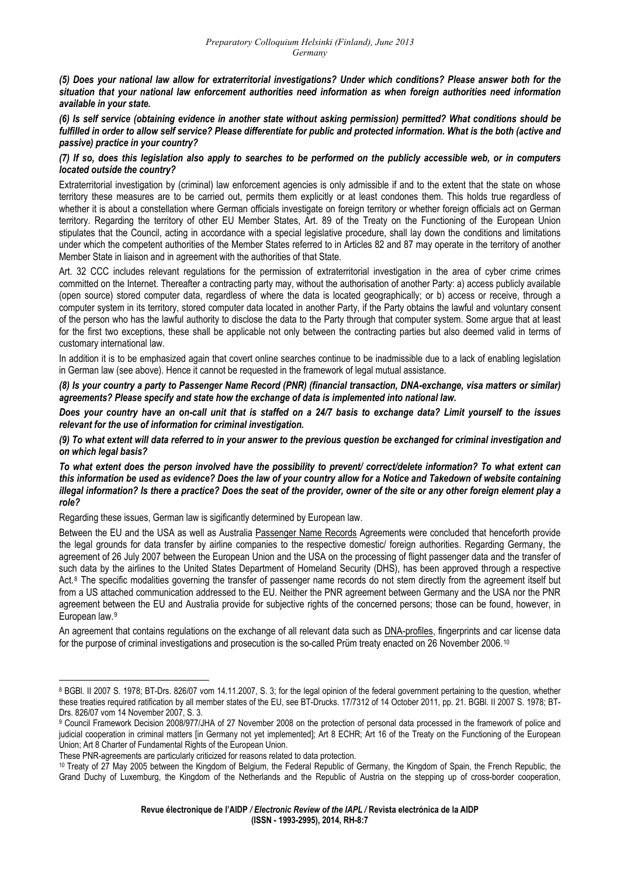***(5) Does your national law allow for extraterritorial investigations? Under which conditions? Please answer both for the situation that your national law enforcement authorities need information as when foreign authorities need information available in your state.***

***(6) Is self service (obtaining evidence in another state without asking permission) permitted? What conditions should be fulfilled in order to allow self service? Please differentiate for public and protected information. What is the both (active and passive) practice in your country?***

***(7) If so, does this legislation also apply to searches to be performed on the publicly accessible web, or in computers located outside the country?***

Extraterritorial investigation by (criminal) law enforcement agencies is only admissible if and to the extent that the state on whose territory these measures are to be carried out, permits them explicitly or at least condones them. This holds true regardless of whether it is about a constellation where German officials investigate on foreign territory or whether foreign officials act on German territory. Regarding the territory of other EU Member States, Art. 89 of the Treaty on the Functioning of the European Union stipulates that the Council, acting in accordance with a special legislative procedure, shall lay down the conditions and limitations under which the competent authorities of the Member States referred to in Articles 82 and 87 may operate in the territory of another Member State in liaison and in agreement with the authorities of that State.

Art. 32 CCC includes relevant regulations for the permission of extraterritorial investigation in the area of cyber crime crimes committed on the Internet. Thereafter a contracting party may, without the authorisation of another Party: a) access publicly available (open source) stored computer data, regardless of where the data is located geographically; or b) access or receive, through a computer system in its territory, stored computer data located in another Party, if the Party obtains the lawful and voluntary consent of the person who has the lawful authority to disclose the data to the Party through that computer system. Some argue that at least for the first two exceptions, these shall be applicable not only between the contracting parties but also deemed valid in terms of customary international law.

In addition it is to be emphasized again that covert online searches continue to be inadmissible due to a lack of enabling legislation in German law (see above). Hence it cannot be requested in the framework of legal mutual assistance.

***(8) Is your country a party to Passenger Name Record (PNR) (financial transaction, DNA-exchange, visa matters or similar) agreements? Please specify and state how the exchange of data is implemented into national law.***

***Does your country have an on-call unit that is staffed on a 24/7 basis to exchange data? Limit yourself to the issues relevant for the use of information for criminal investigation.***

***(9) To what extent will data referred to in your answer to the previous question be exchanged for criminal investigation and on which legal basis?***

***To what extent does the person involved have the possibility to prevent/ correct/delete information? To what extent can this information be used as evidence? Does the law of your country allow for a Notice and Takedown of website containing illegal information? Is there a practice? Does the seat of the provider, owner of the site or any other foreign element play a role?***

Regarding these issues, German law is sigificantly determined by European law.

Between the EU and the USA as well as Australia Passenger Name Records Agreements were concluded that henceforth provide the legal grounds for data transfer by airline companies to the respective domestic/ foreign authorities. Regarding Germany, the agreement of 26 July 2007 between the European Union and the USA on the processing of flight passenger data and the transfer of such data by the airlines to the United States Department of Homeland Security (DHS), has been approved through a respective Act.[8] The specific modalities governing the transfer of passenger name records do not stem directly from the agreement itself but from a US attached communication addressed to the EU. Neither the PNR agreement between Germany and the USA nor the PNR agreement between the EU and Australia provide for subjective rights of the concerned persons; those can be found, however, in European law.[9]

An agreement that contains regulations on the exchange of all relevant data such as DNA-profiles, fingerprints and car license data for the purpose of criminal investigations and prosecution is the so-called Prüm treaty enacted on 26 November 2006.[10]

---

[8] BGBl. II 2007 S. 1978; BT-Drs. 826/07 vom 14.11.2007, S. 3; for the legal opinion of the federal government pertaining to the question, whether these treaties required ratification by all member states of the EU, see BT-Drucks. 17/7312 of 14 October 2011, pp. 21. BGBl. II 2007 S. 1978; BT-Drs. 826/07 vom 14 November 2007, S. 3.

[9] Council Framework Decision 2008/977/JHA of 27 November 2008 on the protection of personal data processed in the framework of police and judicial cooperation in criminal matters [in Germany not yet implemented]; Art 8 ECHR; Art 16 of the Treaty on the Functioning of the European Union; Art 8 Charter of Fundamental Rights of the European Union.

These PNR-agreements are particularly criticized for reasons related to data protection.

[10] Treaty of 27 May 2005 between the Kingdom of Belgium, the Federal Republic of Germany, the Kingdom of Spain, the French Republic, the Grand Duchy of Luxemburg, the Kingdom of the Netherlands and the Republic of Austria on the stepping up of cross-border cooperation,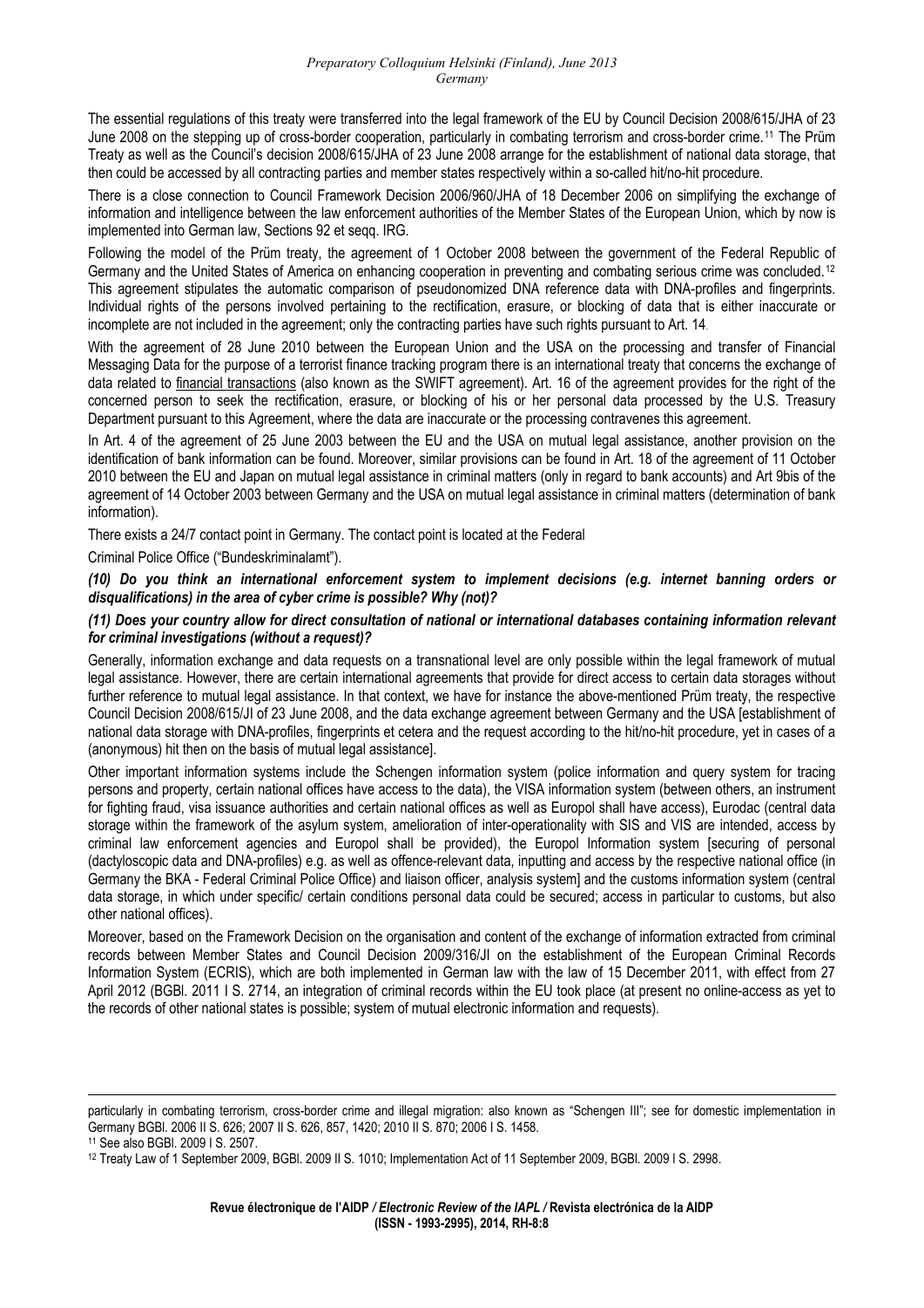The essential regulations of this treaty were transferred into the legal framework of the EU by Council Decision 2008/615/JHA of 23 June 2008 on the stepping up of cross-border cooperation, particularly in combating terrorism and cross-border crime.[11] The Prüm Treaty as well as the Council's decision 2008/615/JHA of 23 June 2008 arrange for the establishment of national data storage, that then could be accessed by all contracting parties and member states respectively within a so-called hit/no-hit procedure.

There is a close connection to Council Framework Decision 2006/960/JHA of 18 December 2006 on simplifying the exchange of information and intelligence between the law enforcement authorities of the Member States of the European Union, which by now is implemented into German law, Sections 92 et seqq. IRG.

Following the model of the Prüm treaty, the agreement of 1 October 2008 between the government of the Federal Republic of Germany and the United States of America on enhancing cooperation in preventing and combating serious crime was concluded.[12] This agreement stipulates the automatic comparison of pseudonomized DNA reference data with DNA-profiles and fingerprints. Individual rights of the persons involved pertaining to the rectification, erasure, or blocking of data that is either inaccurate or incomplete are not included in the agreement; only the contracting parties have such rights pursuant to Art. 14.

With the agreement of 28 June 2010 between the European Union and the USA on the processing and transfer of Financial Messaging Data for the purpose of a terrorist finance tracking program there is an international treaty that concerns the exchange of data related to financial transactions (also known as the SWIFT agreement). Art. 16 of the agreement provides for the right of the concerned person to seek the rectification, erasure, or blocking of his or her personal data processed by the U.S. Treasury Department pursuant to this Agreement, where the data are inaccurate or the processing contravenes this agreement.

In Art. 4 of the agreement of 25 June 2003 between the EU and the USA on mutual legal assistance, another provision on the identification of bank information can be found. Moreover, similar provisions can be found in Art. 18 of the agreement of 11 October 2010 between the EU and Japan on mutual legal assistance in criminal matters (only in regard to bank accounts) and Art 9bis of the agreement of 14 October 2003 between Germany and the USA on mutual legal assistance in criminal matters (determination of bank information).

There exists a 24/7 contact point in Germany. The contact point is located at the Federal

Criminal Police Office ("Bundeskriminalamt").

***(10) Do you think an international enforcement system to implement decisions (e.g. internet banning orders or disqualifications) in the area of cyber crime is possible? Why (not)?***

***(11) Does your country allow for direct consultation of national or international databases containing information relevant for criminal investigations (without a request)?***

Generally, information exchange and data requests on a transnational level are only possible within the legal framework of mutual legal assistance. However, there are certain international agreements that provide for direct access to certain data storages without further reference to mutual legal assistance. In that context, we have for instance the above-mentioned Prüm treaty, the respective Council Decision 2008/615/JI of 23 June 2008, and the data exchange agreement between Germany and the USA [establishment of national data storage with DNA-profiles, fingerprints et cetera and the request according to the hit/no-hit procedure, yet in cases of a (anonymous) hit then on the basis of mutual legal assistance].

Other important information systems include the Schengen information system (police information and query system for tracing persons and property, certain national offices have access to the data), the VISA information system (between others, an instrument for fighting fraud, visa issuance authorities and certain national offices as well as Europol shall have access), Eurodac (central data storage within the framework of the asylum system, amelioration of inter-operationality with SIS and VIS are intended, access by criminal law enforcement agencies and Europol shall be provided), the Europol Information system [securing of personal (dactyloscopic data and DNA-profiles) e.g. as well as offence-relevant data, inputting and access by the respective national office (in Germany the BKA - Federal Criminal Police Office) and liaison officer, analysis system] and the customs information system (central data storage, in which under specific/ certain conditions personal data could be secured; access in particular to customs, but also other national offices).

Moreover, based on the Framework Decision on the organisation and content of the exchange of information extracted from criminal records between Member States and Council Decision 2009/316/JI on the establishment of the European Criminal Records Information System (ECRIS), which are both implemented in German law with the law of 15 December 2011, with effect from 27 April 2012 (BGBl. 2011 I S. 2714, an integration of criminal records within the EU took place (at present no online-access as yet to the records of other national states is possible; system of mutual electronic information and requests).

---

particularly in combating terrorism, cross-border crime and illegal migration: also known as "Schengen III"; see for domestic implementation in Germany BGBl. 2006 II S. 626; 2007 II S. 626, 857, 1420; 2010 II S. 870; 2006 I S. 1458.

[11] See also BGBl. 2009 I S. 2507.

[12] Treaty Law of 1 September 2009, BGBl. 2009 II S. 1010; Implementation Act of 11 September 2009, BGBl. 2009 I S. 2998.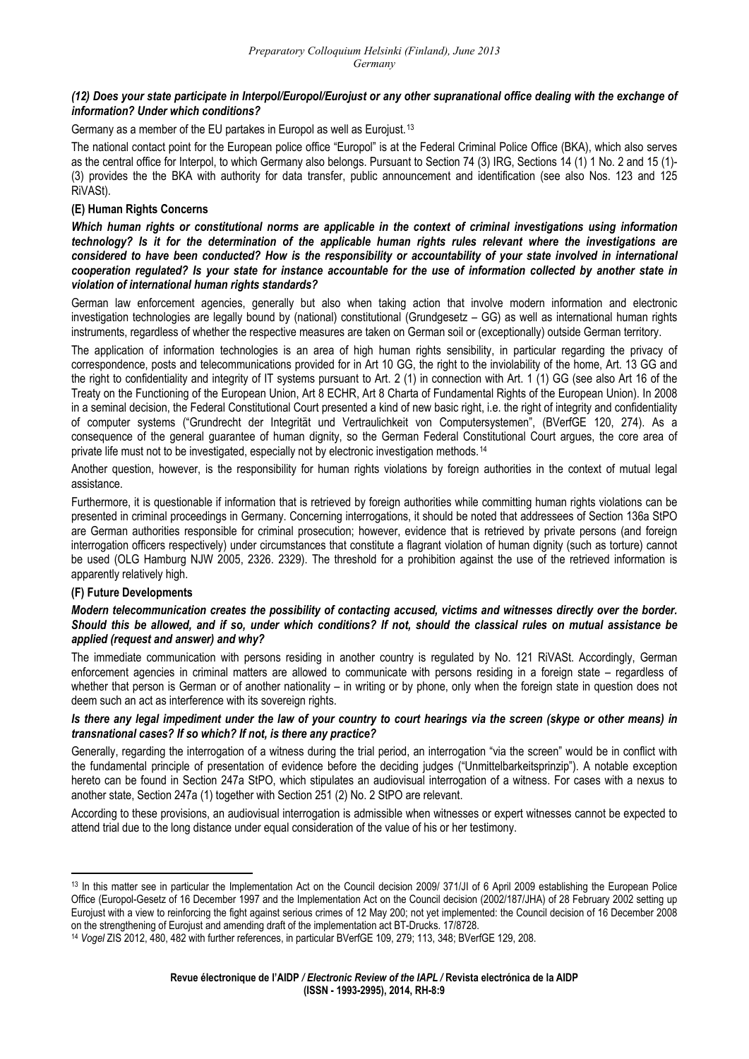*(12) Does your state participate in Interpol/Europol/Eurojust or any other supranational office dealing with the exchange of information? Under which conditions?*

Germany as a member of the EU partakes in Europol as well as Eurojust.[13]

The national contact point for the European police office "Europol" is at the Federal Criminal Police Office (BKA), which also serves as the central office for Interpol, to which Germany also belongs. Pursuant to Section 74 (3) IRG, Sections 14 (1) 1 No. 2 and 15 (1)-(3) provides the the BKA with authority for data transfer, public announcement and identification (see also Nos. 123 and 125 RiVASt).

**(E) Human Rights Concerns**

***Which human rights or constitutional norms are applicable in the context of criminal investigations using information technology? Is it for the determination of the applicable human rights rules relevant where the investigations are considered to have been conducted? How is the responsibility or accountability of your state involved in international cooperation regulated? Is your state for instance accountable for the use of information collected by another state in violation of international human rights standards?***

German law enforcement agencies, generally but also when taking action that involve modern information and electronic investigation technologies are legally bound by (national) constitutional (Grundgesetz – GG) as well as international human rights instruments, regardless of whether the respective measures are taken on German soil or (exceptionally) outside German territory.

The application of information technologies is an area of high human rights sensibility, in particular regarding the privacy of correspondence, posts and telecommunications provided for in Art 10 GG, the right to the inviolability of the home, Art. 13 GG and the right to confidentiality and integrity of IT systems pursuant to Art. 2 (1) in connection with Art. 1 (1) GG (see also Art 16 of the Treaty on the Functioning of the European Union, Art 8 ECHR, Art 8 Charta of Fundamental Rights of the European Union). In 2008 in a seminal decision, the Federal Constitutional Court presented a kind of new basic right, i.e. the right of integrity and confidentiality of computer systems ("Grundrecht der Integrität und Vertraulichkeit von Computersystemen", (BVerfGE 120, 274). As a consequence of the general guarantee of human dignity, so the German Federal Constitutional Court argues, the core area of private life must not to be investigated, especially not by electronic investigation methods.[14]

Another question, however, is the responsibility for human rights violations by foreign authorities in the context of mutual legal assistance.

Furthermore, it is questionable if information that is retrieved by foreign authorities while committing human rights violations can be presented in criminal proceedings in Germany. Concerning interrogations, it should be noted that addressees of Section 136a StPO are German authorities responsible for criminal prosecution; however, evidence that is retrieved by private persons (and foreign interrogation officers respectively) under circumstances that constitute a flagrant violation of human dignity (such as torture) cannot be used (OLG Hamburg NJW 2005, 2326. 2329). The threshold for a prohibition against the use of the retrieved information is apparently relatively high.

**(F) Future Developments**

***Modern telecommunication creates the possibility of contacting accused, victims and witnesses directly over the border. Should this be allowed, and if so, under which conditions? If not, should the classical rules on mutual assistance be applied (request and answer) and why?***

The immediate communication with persons residing in another country is regulated by No. 121 RiVASt. Accordingly, German enforcement agencies in criminal matters are allowed to communicate with persons residing in a foreign state – regardless of whether that person is German or of another nationality – in writing or by phone, only when the foreign state in question does not deem such an act as interference with its sovereign rights.

***Is there any legal impediment under the law of your country to court hearings via the screen (skype or other means) in transnational cases? If so which? If not, is there any practice?***

Generally, regarding the interrogation of a witness during the trial period, an interrogation "via the screen" would be in conflict with the fundamental principle of presentation of evidence before the deciding judges ("Unmittelbarkeitsprinzip"). A notable exception hereto can be found in Section 247a StPO, which stipulates an audiovisual interrogation of a witness. For cases with a nexus to another state, Section 247a (1) together with Section 251 (2) No. 2 StPO are relevant.

According to these provisions, an audiovisual interrogation is admissible when witnesses or expert witnesses cannot be expected to attend trial due to the long distance under equal consideration of the value of his or her testimony.

---

[13] In this matter see in particular the Implementation Act on the Council decision 2009/ 371/JI of 6 April 2009 establishing the European Police Office (Europol-Gesetz of 16 December 1997 and the Implementation Act on the Council decision (2002/187/JHA) of 28 February 2002 setting up Eurojust with a view to reinforcing the fight against serious crimes of 12 May 200; not yet implemented: the Council decision of 16 December 2008 on the strengthening of Eurojust and amending draft of the implementation act BT-Drucks. 17/8728.

[14] *Vogel* ZIS 2012, 480, 482 with further references, in particular BVerfGE 109, 279; 113, 348; BVerfGE 129, 208.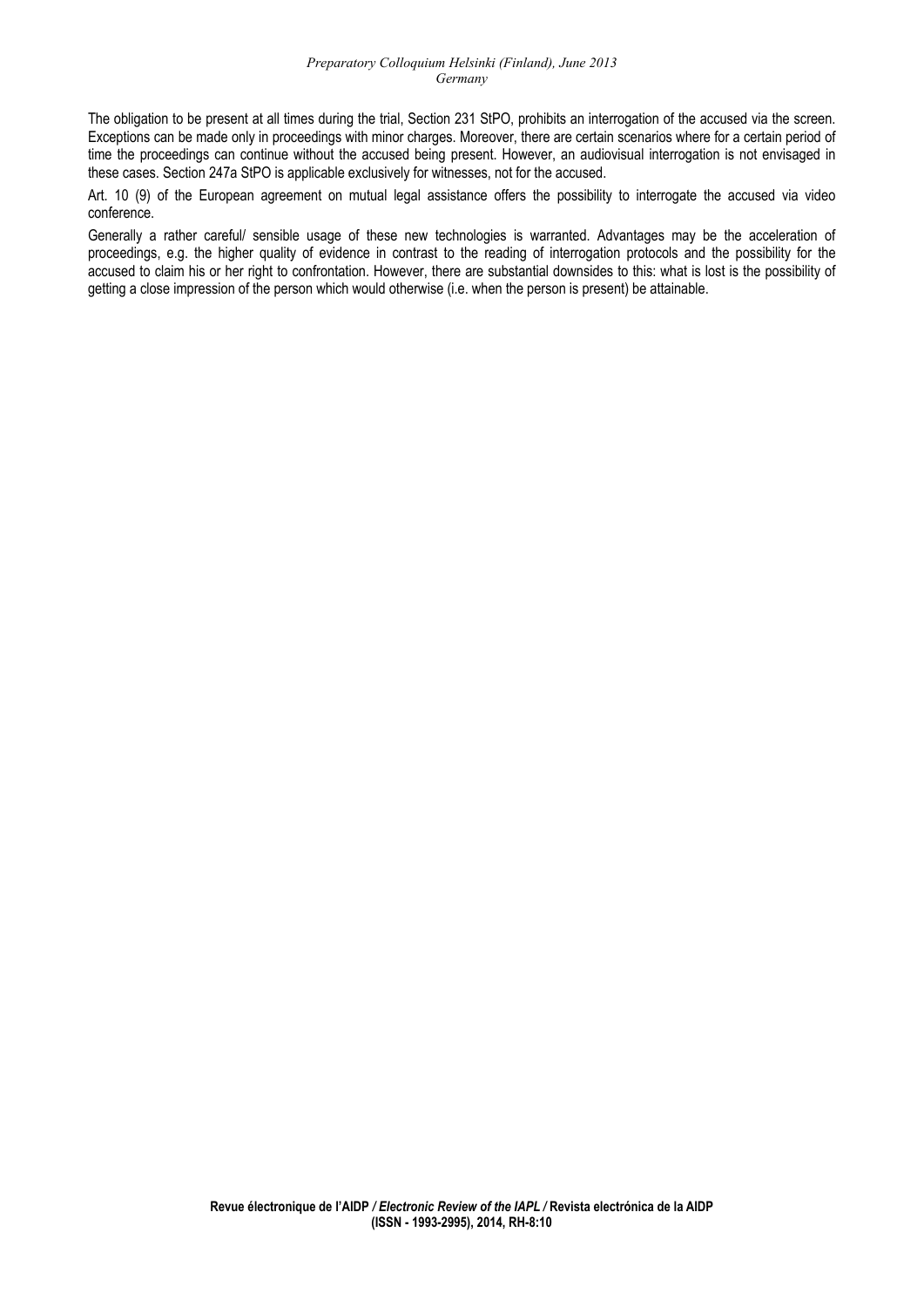The obligation to be present at all times during the trial, Section 231 StPO, prohibits an interrogation of the accused via the screen. Exceptions can be made only in proceedings with minor charges. Moreover, there are certain scenarios where for a certain period of time the proceedings can continue without the accused being present. However, an audiovisual interrogation is not envisaged in these cases. Section 247a StPO is applicable exclusively for witnesses, not for the accused.

Art. 10 (9) of the European agreement on mutual legal assistance offers the possibility to interrogate the accused via video conference.

Generally a rather careful/ sensible usage of these new technologies is warranted. Advantages may be the acceleration of proceedings, e.g. the higher quality of evidence in contrast to the reading of interrogation protocols and the possibility for the accused to claim his or her right to confrontation. However, there are substantial downsides to this: what is lost is the possibility of getting a close impression of the person which would otherwise (i.e. when the person is present) be attainable.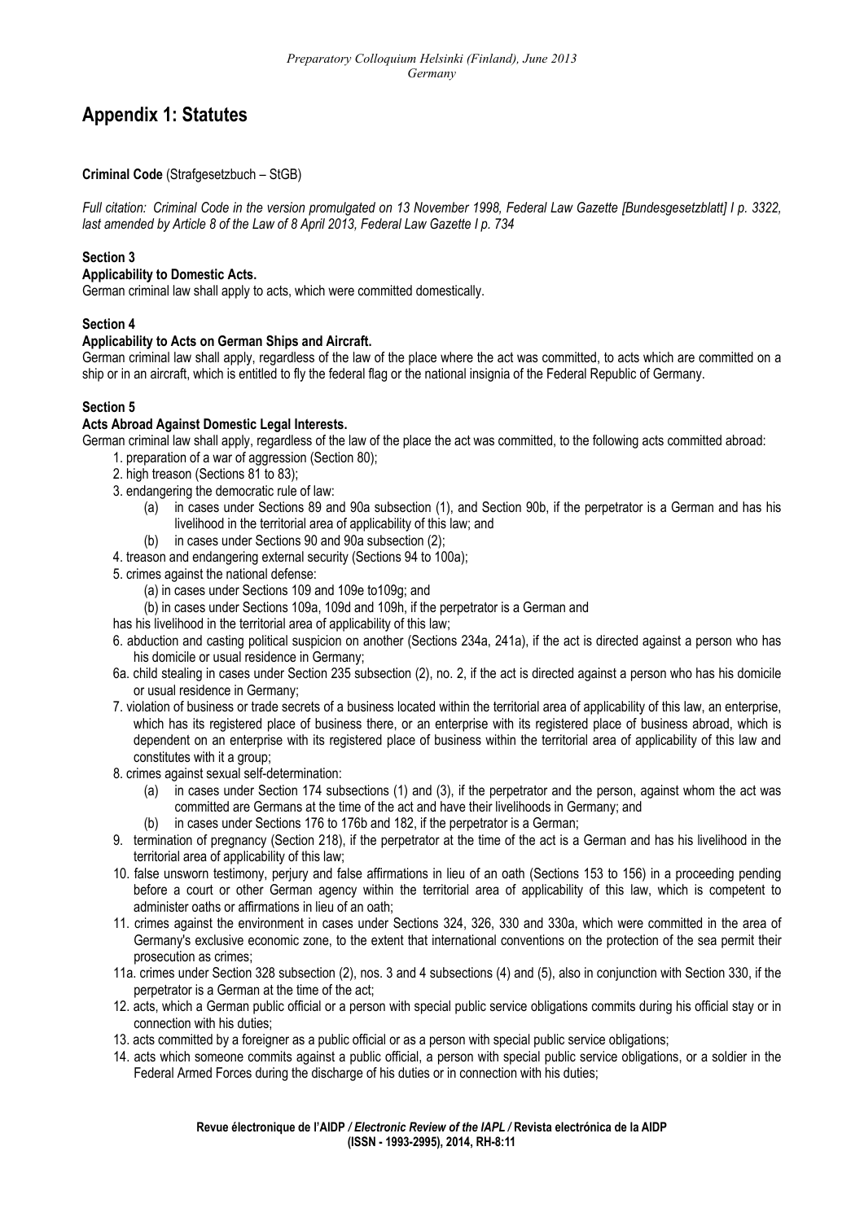# Appendix 1: Statutes

**Criminal Code** (Strafgesetzbuch – StGB)

*Full citation: Criminal Code in the version promulgated on 13 November 1998, Federal Law Gazette [Bundesgesetzblatt] I p. 3322, last amended by Article 8 of the Law of 8 April 2013, Federal Law Gazette I p. 734*

**Section 3**
**Applicability to Domestic Acts.**
German criminal law shall apply to acts, which were committed domestically.

**Section 4**
**Applicability to Acts on German Ships and Aircraft.**
German criminal law shall apply, regardless of the law of the place where the act was committed, to acts which are committed on a ship or in an aircraft, which is entitled to fly the federal flag or the national insignia of the Federal Republic of Germany.

**Section 5**
**Acts Abroad Against Domestic Legal Interests.**
German criminal law shall apply, regardless of the law of the place the act was committed, to the following acts committed abroad:

1. preparation of a war of aggression (Section 80);
2. high treason (Sections 81 to 83);
3. endangering the democratic rule of law:
   (a) in cases under Sections 89 and 90a subsection (1), and Section 90b, if the perpetrator is a German and has his livelihood in the territorial area of applicability of this law; and
   (b) in cases under Sections 90 and 90a subsection (2);
4. treason and endangering external security (Sections 94 to 100a);
5. crimes against the national defense:
   (a) in cases under Sections 109 and 109e to109g; and
   (b) in cases under Sections 109a, 109d and 109h, if the perpetrator is a German and
   has his livelihood in the territorial area of applicability of this law;
6. abduction and casting political suspicion on another (Sections 234a, 241a), if the act is directed against a person who has his domicile or usual residence in Germany;

6a. child stealing in cases under Section 235 subsection (2), no. 2, if the act is directed against a person who has his domicile or usual residence in Germany;

7. violation of business or trade secrets of a business located within the territorial area of applicability of this law, an enterprise, which has its registered place of business there, or an enterprise with its registered place of business abroad, which is dependent on an enterprise with its registered place of business within the territorial area of applicability of this law and constitutes with it a group;
8. crimes against sexual self-determination:
   (a) in cases under Section 174 subsections (1) and (3), if the perpetrator and the person, against whom the act was committed are Germans at the time of the act and have their livelihoods in Germany; and
   (b) in cases under Sections 176 to 176b and 182, if the perpetrator is a German;
9. termination of pregnancy (Section 218), if the perpetrator at the time of the act is a German and has his livelihood in the territorial area of applicability of this law;
10. false unsworn testimony, perjury and false affirmations in lieu of an oath (Sections 153 to 156) in a proceeding pending before a court or other German agency within the territorial area of applicability of this law, which is competent to administer oaths or affirmations in lieu of an oath;
11. crimes against the environment in cases under Sections 324, 326, 330 and 330a, which were committed in the area of Germany's exclusive economic zone, to the extent that international conventions on the protection of the sea permit their prosecution as crimes;

11a. crimes under Section 328 subsection (2), nos. 3 and 4 subsections (4) and (5), also in conjunction with Section 330, if the perpetrator is a German at the time of the act;

12. acts, which a German public official or a person with special public service obligations commits during his official stay or in connection with his duties;
13. acts committed by a foreigner as a public official or as a person with special public service obligations;
14. acts which someone commits against a public official, a person with special public service obligations, or a soldier in the Federal Armed Forces during the discharge of his duties or in connection with his duties;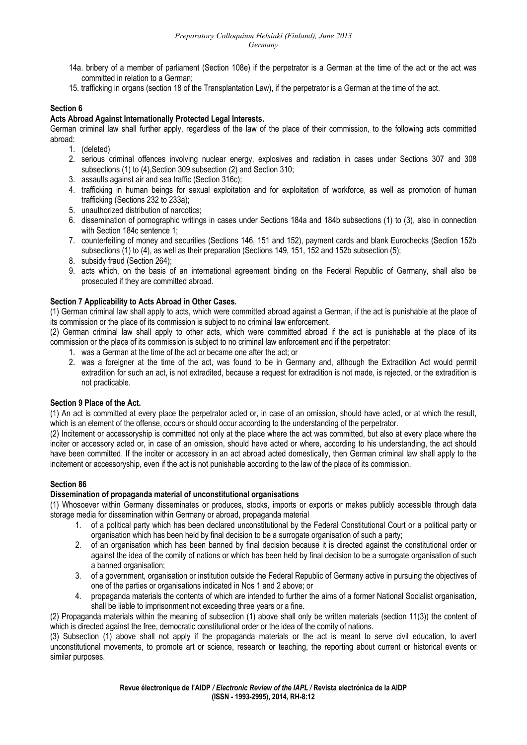14a. bribery of a member of parliament (Section 108e) if the perpetrator is a German at the time of the act or the act was committed in relation to a German;

15. trafficking in organs (section 18 of the Transplantation Law), if the perpetrator is a German at the time of the act.

**Section 6**

**Acts Abroad Against Internationally Protected Legal Interests.**

German criminal law shall further apply, regardless of the law of the place of their commission, to the following acts committed abroad:

1. (deleted)
2. serious criminal offences involving nuclear energy, explosives and radiation in cases under Sections 307 and 308 subsections (1) to (4),Section 309 subsection (2) and Section 310;
3. assaults against air and sea traffic (Section 316c);
4. trafficking in human beings for sexual exploitation and for exploitation of workforce, as well as promotion of human trafficking (Sections 232 to 233a);
5. unauthorized distribution of narcotics;
6. dissemination of pornographic writings in cases under Sections 184a and 184b subsections (1) to (3), also in connection with Section 184c sentence 1;
7. counterfeiting of money and securities (Sections 146, 151 and 152), payment cards and blank Eurochecks (Section 152b subsections (1) to (4), as well as their preparation (Sections 149, 151, 152 and 152b subsection (5);
8. subsidy fraud (Section 264);
9. acts which, on the basis of an international agreement binding on the Federal Republic of Germany, shall also be prosecuted if they are committed abroad.

**Section 7 Applicability to Acts Abroad in Other Cases.**

(1) German criminal law shall apply to acts, which were committed abroad against a German, if the act is punishable at the place of its commission or the place of its commission is subject to no criminal law enforcement.

(2) German criminal law shall apply to other acts, which were committed abroad if the act is punishable at the place of its commission or the place of its commission is subject to no criminal law enforcement and if the perpetrator:

1. was a German at the time of the act or became one after the act; or
2. was a foreigner at the time of the act, was found to be in Germany and, although the Extradition Act would permit extradition for such an act, is not extradited, because a request for extradition is not made, is rejected, or the extradition is not practicable.

**Section 9 Place of the Act.**

(1) An act is committed at every place the perpetrator acted or, in case of an omission, should have acted, or at which the result, which is an element of the offense, occurs or should occur according to the understanding of the perpetrator.

(2) Incitement or accessoryship is committed not only at the place where the act was committed, but also at every place where the inciter or accessory acted or, in case of an omission, should have acted or where, according to his understanding, the act should have been committed. If the inciter or accessory in an act abroad acted domestically, then German criminal law shall apply to the incitement or accessoryship, even if the act is not punishable according to the law of the place of its commission.

**Section 86**

**Dissemination of propaganda material of unconstitutional organisations**

(1) Whosoever within Germany disseminates or produces, stocks, imports or exports or makes publicly accessible through data storage media for dissemination within Germany or abroad, propaganda material

1. of a political party which has been declared unconstitutional by the Federal Constitutional Court or a political party or organisation which has been held by final decision to be a surrogate organisation of such a party;
2. of an organisation which has been banned by final decision because it is directed against the constitutional order or against the idea of the comity of nations or which has been held by final decision to be a surrogate organisation of such a banned organisation;
3. of a government, organisation or institution outside the Federal Republic of Germany active in pursuing the objectives of one of the parties or organisations indicated in Nos 1 and 2 above; or
4. propaganda materials the contents of which are intended to further the aims of a former National Socialist organisation,

shall be liable to imprisonment not exceeding three years or a fine.

(2) Propaganda materials within the meaning of subsection (1) above shall only be written materials (section 11(3)) the content of which is directed against the free, democratic constitutional order or the idea of the comity of nations.

(3) Subsection (1) above shall not apply if the propaganda materials or the act is meant to serve civil education, to avert unconstitutional movements, to promote art or science, research or teaching, the reporting about current or historical events or similar purposes.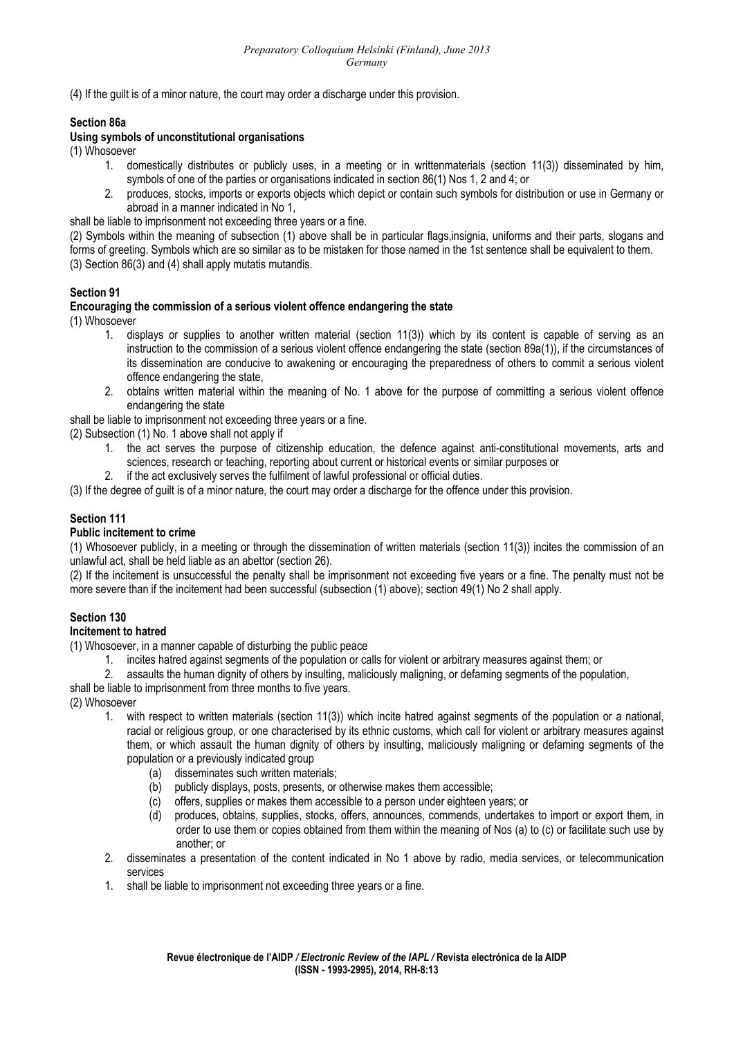(4) If the guilt is of a minor nature, the court may order a discharge under this provision.

**Section 86a**

**Using symbols of unconstitutional organisations**

(1) Whosoever

1. domestically distributes or publicly uses, in a meeting or in writtenmaterials (section 11(3)) disseminated by him, symbols of one of the parties or organisations indicated in section 86(1) Nos 1, 2 and 4; or
2. produces, stocks, imports or exports objects which depict or contain such symbols for distribution or use in Germany or abroad in a manner indicated in No 1,

shall be liable to imprisonment not exceeding three years or a fine.

(2) Symbols within the meaning of subsection (1) above shall be in particular flags,insignia, uniforms and their parts, slogans and forms of greeting. Symbols which are so similar as to be mistaken for those named in the 1st sentence shall be equivalent to them.

(3) Section 86(3) and (4) shall apply mutatis mutandis.

**Section 91**

**Encouraging the commission of a serious violent offence endangering the state**

(1) Whosoever

1. displays or supplies to another written material (section 11(3)) which by its content is capable of serving as an instruction to the commission of a serious violent offence endangering the state (section 89a(1)), if the circumstances of its dissemination are conducive to awakening or encouraging the preparedness of others to commit a serious violent offence endangering the state,
2. obtains written material within the meaning of No. 1 above for the purpose of committing a serious violent offence endangering the state

shall be liable to imprisonment not exceeding three years or a fine.

(2) Subsection (1) No. 1 above shall not apply if

1. the act serves the purpose of citizenship education, the defence against anti-constitutional movements, arts and sciences, research or teaching, reporting about current or historical events or similar purposes or
2. if the act exclusively serves the fulfilment of lawful professional or official duties.

(3) If the degree of guilt is of a minor nature, the court may order a discharge for the offence under this provision.

**Section 111**

**Public incitement to crime**

(1) Whosoever publicly, in a meeting or through the dissemination of written materials (section 11(3)) incites the commission of an unlawful act, shall be held liable as an abettor (section 26).

(2) If the incitement is unsuccessful the penalty shall be imprisonment not exceeding five years or a fine. The penalty must not be more severe than if the incitement had been successful (subsection (1) above); section 49(1) No 2 shall apply.

**Section 130**

**Incitement to hatred**

(1) Whosoever, in a manner capable of disturbing the public peace

1. incites hatred against segments of the population or calls for violent or arbitrary measures against them; or
2. assaults the human dignity of others by insulting, maliciously maligning, or defaming segments of the population,

shall be liable to imprisonment from three months to five years.

(2) Whosoever

1. with respect to written materials (section 11(3)) which incite hatred against segments of the population or a national, racial or religious group, or one characterised by its ethnic customs, which call for violent or arbitrary measures against them, or which assault the human dignity of others by insulting, maliciously maligning or defaming segments of the population or a previously indicated group
   (a) disseminates such written materials;
   (b) publicly displays, posts, presents, or otherwise makes them accessible;
   (c) offers, supplies or makes them accessible to a person under eighteen years; or
   (d) produces, obtains, supplies, stocks, offers, announces, commends, undertakes to import or export them, in order to use them or copies obtained from them within the meaning of Nos (a) to (c) or facilitate such use by another; or
2. disseminates a presentation of the content indicated in No 1 above by radio, media services, or telecommunication services
1. shall be liable to imprisonment not exceeding three years or a fine.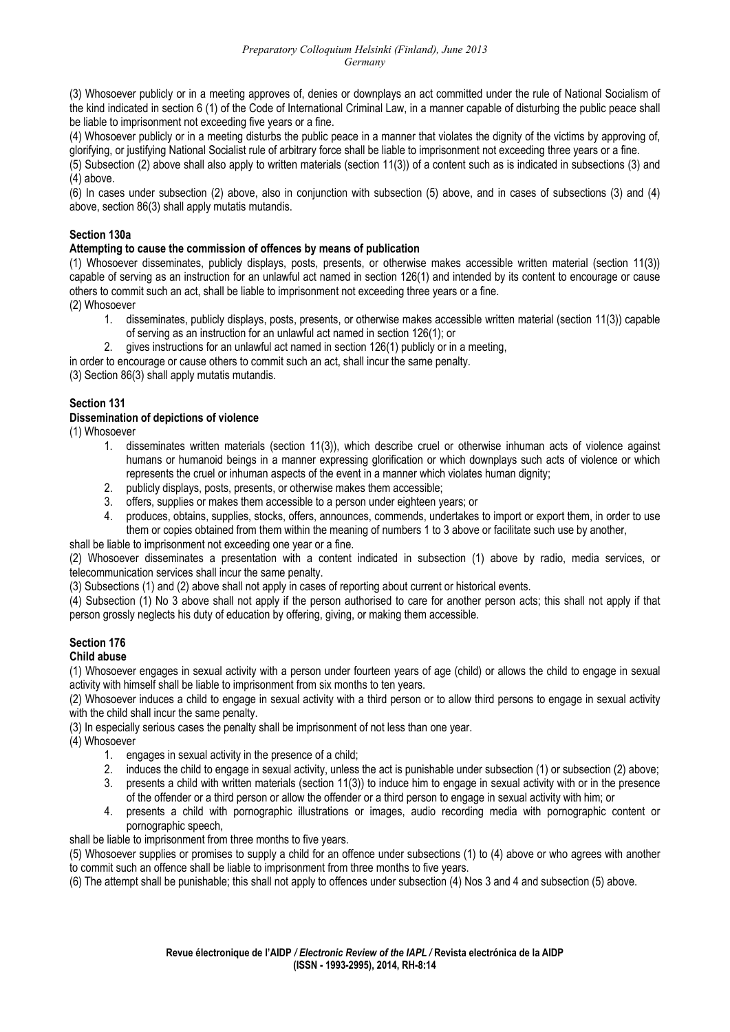(3) Whosoever publicly or in a meeting approves of, denies or downplays an act committed under the rule of National Socialism of the kind indicated in section 6 (1) of the Code of International Criminal Law, in a manner capable of disturbing the public peace shall be liable to imprisonment not exceeding five years or a fine.

(4) Whosoever publicly or in a meeting disturbs the public peace in a manner that violates the dignity of the victims by approving of, glorifying, or justifying National Socialist rule of arbitrary force shall be liable to imprisonment not exceeding three years or a fine.

(5) Subsection (2) above shall also apply to written materials (section 11(3)) of a content such as is indicated in subsections (3) and (4) above.

(6) In cases under subsection (2) above, also in conjunction with subsection (5) above, and in cases of subsections (3) and (4) above, section 86(3) shall apply mutatis mutandis.

**Section 130a**

**Attempting to cause the commission of offences by means of publication**

(1) Whosoever disseminates, publicly displays, posts, presents, or otherwise makes accessible written material (section 11(3)) capable of serving as an instruction for an unlawful act named in section 126(1) and intended by its content to encourage or cause others to commit such an act, shall be liable to imprisonment not exceeding three years or a fine.

(2) Whosoever

1. disseminates, publicly displays, posts, presents, or otherwise makes accessible written material (section 11(3)) capable of serving as an instruction for an unlawful act named in section 126(1); or
2. gives instructions for an unlawful act named in section 126(1) publicly or in a meeting,

in order to encourage or cause others to commit such an act, shall incur the same penalty.

(3) Section 86(3) shall apply mutatis mutandis.

**Section 131**

**Dissemination of depictions of violence**

(1) Whosoever

1. disseminates written materials (section 11(3)), which describe cruel or otherwise inhuman acts of violence against humans or humanoid beings in a manner expressing glorification or which downplays such acts of violence or which represents the cruel or inhuman aspects of the event in a manner which violates human dignity;
2. publicly displays, posts, presents, or otherwise makes them accessible;
3. offers, supplies or makes them accessible to a person under eighteen years; or
4. produces, obtains, supplies, stocks, offers, announces, commends, undertakes to import or export them, in order to use them or copies obtained from them within the meaning of numbers 1 to 3 above or facilitate such use by another,

shall be liable to imprisonment not exceeding one year or a fine.

(2) Whosoever disseminates a presentation with a content indicated in subsection (1) above by radio, media services, or telecommunication services shall incur the same penalty.

(3) Subsections (1) and (2) above shall not apply in cases of reporting about current or historical events.

(4) Subsection (1) No 3 above shall not apply if the person authorised to care for another person acts; this shall not apply if that person grossly neglects his duty of education by offering, giving, or making them accessible.

**Section 176**

**Child abuse**

(1) Whosoever engages in sexual activity with a person under fourteen years of age (child) or allows the child to engage in sexual activity with himself shall be liable to imprisonment from six months to ten years.

(2) Whosoever induces a child to engage in sexual activity with a third person or to allow third persons to engage in sexual activity with the child shall incur the same penalty.

(3) In especially serious cases the penalty shall be imprisonment of not less than one year.

(4) Whosoever

1. engages in sexual activity in the presence of a child;
2. induces the child to engage in sexual activity, unless the act is punishable under subsection (1) or subsection (2) above;
3. presents a child with written materials (section 11(3)) to induce him to engage in sexual activity with or in the presence of the offender or a third person or allow the offender or a third person to engage in sexual activity with him; or
4. presents a child with pornographic illustrations or images, audio recording media with pornographic content or pornographic speech,

shall be liable to imprisonment from three months to five years.

(5) Whosoever supplies or promises to supply a child for an offence under subsections (1) to (4) above or who agrees with another to commit such an offence shall be liable to imprisonment from three months to five years.

(6) The attempt shall be punishable; this shall not apply to offences under subsection (4) Nos 3 and 4 and subsection (5) above.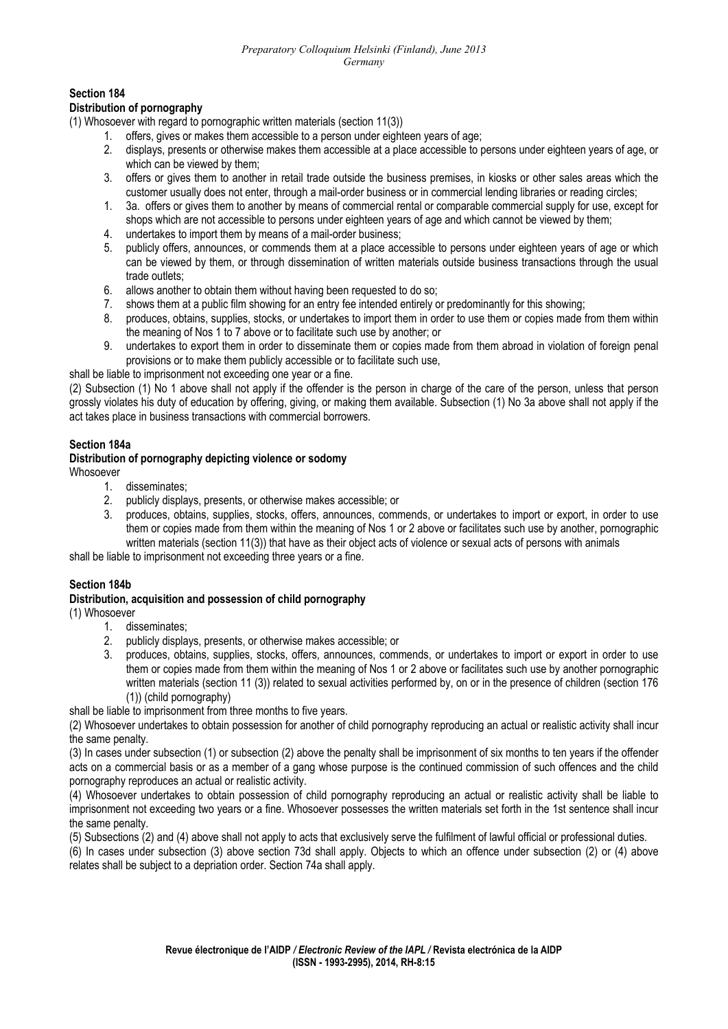**Section 184**

**Distribution of pornography**

(1) Whosoever with regard to pornographic written materials (section 11(3))

1. offers, gives or makes them accessible to a person under eighteen years of age;
2. displays, presents or otherwise makes them accessible at a place accessible to persons under eighteen years of age, or which can be viewed by them;
3. offers or gives them to another in retail trade outside the business premises, in kiosks or other sales areas which the customer usually does not enter, through a mail-order business or in commercial lending libraries or reading circles;
1. 3a. offers or gives them to another by means of commercial rental or comparable commercial supply for use, except for shops which are not accessible to persons under eighteen years of age and which cannot be viewed by them;
4. undertakes to import them by means of a mail-order business;
5. publicly offers, announces, or commends them at a place accessible to persons under eighteen years of age or which can be viewed by them, or through dissemination of written materials outside business transactions through the usual trade outlets;
6. allows another to obtain them without having been requested to do so;
7. shows them at a public film showing for an entry fee intended entirely or predominantly for this showing;
8. produces, obtains, supplies, stocks, or undertakes to import them in order to use them or copies made from them within the meaning of Nos 1 to 7 above or to facilitate such use by another; or
9. undertakes to export them in order to disseminate them or copies made from them abroad in violation of foreign penal provisions or to make them publicly accessible or to facilitate such use,

shall be liable to imprisonment not exceeding one year or a fine.

(2) Subsection (1) No 1 above shall not apply if the offender is the person in charge of the care of the person, unless that person grossly violates his duty of education by offering, giving, or making them available. Subsection (1) No 3a above shall not apply if the act takes place in business transactions with commercial borrowers.

**Section 184a**

**Distribution of pornography depicting violence or sodomy**

Whosoever

1. disseminates;
2. publicly displays, presents, or otherwise makes accessible; or
3. produces, obtains, supplies, stocks, offers, announces, commends, or undertakes to import or export, in order to use them or copies made from them within the meaning of Nos 1 or 2 above or facilitates such use by another, pornographic written materials (section 11(3)) that have as their object acts of violence or sexual acts of persons with animals

shall be liable to imprisonment not exceeding three years or a fine.

**Section 184b**

**Distribution, acquisition and possession of child pornography**

(1) Whosoever

1. disseminates;
2. publicly displays, presents, or otherwise makes accessible; or
3. produces, obtains, supplies, stocks, offers, announces, commends, or undertakes to import or export in order to use them or copies made from them within the meaning of Nos 1 or 2 above or facilitates such use by another pornographic written materials (section 11 (3)) related to sexual activities performed by, on or in the presence of children (section 176 (1)) (child pornography)

shall be liable to imprisonment from three months to five years.

(2) Whosoever undertakes to obtain possession for another of child pornography reproducing an actual or realistic activity shall incur the same penalty.

(3) In cases under subsection (1) or subsection (2) above the penalty shall be imprisonment of six months to ten years if the offender acts on a commercial basis or as a member of a gang whose purpose is the continued commission of such offences and the child pornography reproduces an actual or realistic activity.

(4) Whosoever undertakes to obtain possession of child pornography reproducing an actual or realistic activity shall be liable to imprisonment not exceeding two years or a fine. Whosoever possesses the written materials set forth in the 1st sentence shall incur the same penalty.

(5) Subsections (2) and (4) above shall not apply to acts that exclusively serve the fulfilment of lawful official or professional duties.

(6) In cases under subsection (3) above section 73d shall apply. Objects to which an offence under subsection (2) or (4) above relates shall be subject to a depriation order. Section 74a shall apply.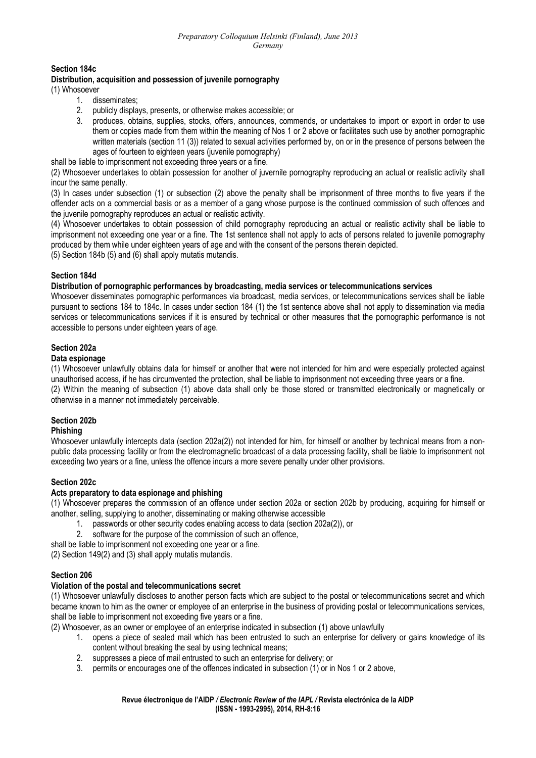**Section 184c**

**Distribution, acquisition and possession of juvenile pornography**

(1) Whosoever

1. disseminates;
2. publicly displays, presents, or otherwise makes accessible; or
3. produces, obtains, supplies, stocks, offers, announces, commends, or undertakes to import or export in order to use them or copies made from them within the meaning of Nos 1 or 2 above or facilitates such use by another pornographic written materials (section 11 (3)) related to sexual activities performed by, on or in the presence of persons between the ages of fourteen to eighteen years (juvenile pornography)

shall be liable to imprisonment not exceeding three years or a fine.

(2) Whosoever undertakes to obtain possession for another of juvernile pornography reproducing an actual or realistic activity shall incur the same penalty.

(3) In cases under subsection (1) or subsection (2) above the penalty shall be imprisonment of three months to five years if the offender acts on a commercial basis or as a member of a gang whose purpose is the continued commission of such offences and the juvenile pornography reproduces an actual or realistic activity.

(4) Whosoever undertakes to obtain possession of child pornography reproducing an actual or realistic activity shall be liable to imprisonment not exceeding one year or a fine. The 1st sentence shall not apply to acts of persons related to juvenile pornography produced by them while under eighteen years of age and with the consent of the persons therein depicted.

(5) Section 184b (5) and (6) shall apply mutatis mutandis.

**Section 184d**

**Distribution of pornographic performances by broadcasting, media services or telecommunications services**

Whosoever disseminates pornographic performances via broadcast, media services, or telecommunications services shall be liable pursuant to sections 184 to 184c. In cases under section 184 (1) the 1st sentence above shall not apply to dissemination via media services or telecommunications services if it is ensured by technical or other measures that the pornographic performance is not accessible to persons under eighteen years of age.

**Section 202a**

**Data espionage**

(1) Whosoever unlawfully obtains data for himself or another that were not intended for him and were especially protected against unauthorised access, if he has circumvented the protection, shall be liable to imprisonment not exceeding three years or a fine.

(2) Within the meaning of subsection (1) above data shall only be those stored or transmitted electronically or magnetically or otherwise in a manner not immediately perceivable.

**Section 202b**

**Phishing**

Whosoever unlawfully intercepts data (section 202a(2)) not intended for him, for himself or another by technical means from a non-public data processing facility or from the electromagnetic broadcast of a data processing facility, shall be liable to imprisonment not exceeding two years or a fine, unless the offence incurs a more severe penalty under other provisions.

**Section 202c**

**Acts preparatory to data espionage and phishing**

(1) Whosoever prepares the commission of an offence under section 202a or section 202b by producing, acquiring for himself or another, selling, supplying to another, disseminating or making otherwise accessible

1. passwords or other security codes enabling access to data (section 202a(2)), or
2. software for the purpose of the commission of such an offence,

shall be liable to imprisonment not exceeding one year or a fine.

(2) Section 149(2) and (3) shall apply mutatis mutandis.

**Section 206**

**Violation of the postal and telecommunications secret**

(1) Whosoever unlawfully discloses to another person facts which are subject to the postal or telecommunications secret and which became known to him as the owner or employee of an enterprise in the business of providing postal or telecommunications services, shall be liable to imprisonment not exceeding five years or a fine.

(2) Whosoever, as an owner or employee of an enterprise indicated in subsection (1) above unlawfully

1. opens a piece of sealed mail which has been entrusted to such an enterprise for delivery or gains knowledge of its content without breaking the seal by using technical means;
2. suppresses a piece of mail entrusted to such an enterprise for delivery; or
3. permits or encourages one of the offences indicated in subsection (1) or in Nos 1 or 2 above,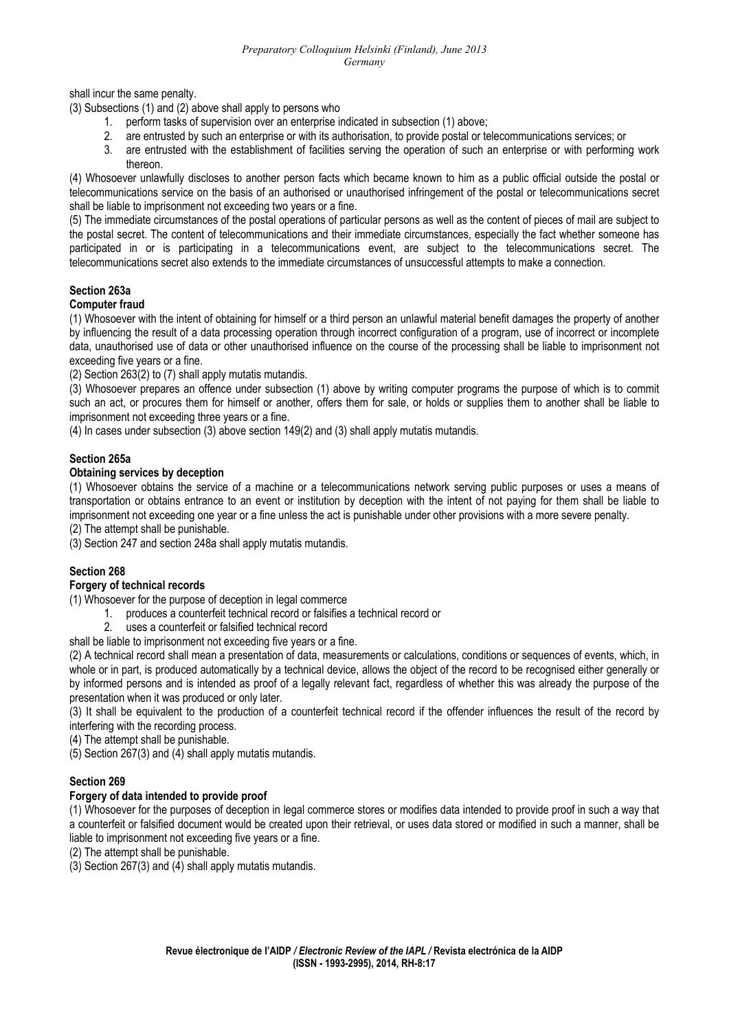shall incur the same penalty.

(3) Subsections (1) and (2) above shall apply to persons who

1. perform tasks of supervision over an enterprise indicated in subsection (1) above;
2. are entrusted by such an enterprise or with its authorisation, to provide postal or telecommunications services; or
3. are entrusted with the establishment of facilities serving the operation of such an enterprise or with performing work thereon.

(4) Whosoever unlawfully discloses to another person facts which became known to him as a public official outside the postal or telecommunications service on the basis of an authorised or unauthorised infringement of the postal or telecommunications secret shall be liable to imprisonment not exceeding two years or a fine.

(5) The immediate circumstances of the postal operations of particular persons as well as the content of pieces of mail are subject to the postal secret. The content of telecommunications and their immediate circumstances, especially the fact whether someone has participated in or is participating in a telecommunications event, are subject to the telecommunications secret. The telecommunications secret also extends to the immediate circumstances of unsuccessful attempts to make a connection.

**Section 263a**

**Computer fraud**

(1) Whosoever with the intent of obtaining for himself or a third person an unlawful material benefit damages the property of another by influencing the result of a data processing operation through incorrect configuration of a program, use of incorrect or incomplete data, unauthorised use of data or other unauthorised influence on the course of the processing shall be liable to imprisonment not exceeding five years or a fine.

(2) Section 263(2) to (7) shall apply mutatis mutandis.

(3) Whosoever prepares an offence under subsection (1) above by writing computer programs the purpose of which is to commit such an act, or procures them for himself or another, offers them for sale, or holds or supplies them to another shall be liable to imprisonment not exceeding three years or a fine.

(4) In cases under subsection (3) above section 149(2) and (3) shall apply mutatis mutandis.

**Section 265a**

**Obtaining services by deception**

(1) Whosoever obtains the service of a machine or a telecommunications network serving public purposes or uses a means of transportation or obtains entrance to an event or institution by deception with the intent of not paying for them shall be liable to imprisonment not exceeding one year or a fine unless the act is punishable under other provisions with a more severe penalty.

(2) The attempt shall be punishable.

(3) Section 247 and section 248a shall apply mutatis mutandis.

**Section 268**

**Forgery of technical records**

(1) Whosoever for the purpose of deception in legal commerce

1. produces a counterfeit technical record or falsifies a technical record or
2. uses a counterfeit or falsified technical record

shall be liable to imprisonment not exceeding five years or a fine.

(2) A technical record shall mean a presentation of data, measurements or calculations, conditions or sequences of events, which, in whole or in part, is produced automatically by a technical device, allows the object of the record to be recognised either generally or by informed persons and is intended as proof of a legally relevant fact, regardless of whether this was already the purpose of the presentation when it was produced or only later.

(3) It shall be equivalent to the production of a counterfeit technical record if the offender influences the result of the record by interfering with the recording process.

(4) The attempt shall be punishable.

(5) Section 267(3) and (4) shall apply mutatis mutandis.

**Section 269**

**Forgery of data intended to provide proof**

(1) Whosoever for the purposes of deception in legal commerce stores or modifies data intended to provide proof in such a way that a counterfeit or falsified document would be created upon their retrieval, or uses data stored or modified in such a manner, shall be liable to imprisonment not exceeding five years or a fine.

(2) The attempt shall be punishable.

(3) Section 267(3) and (4) shall apply mutatis mutandis.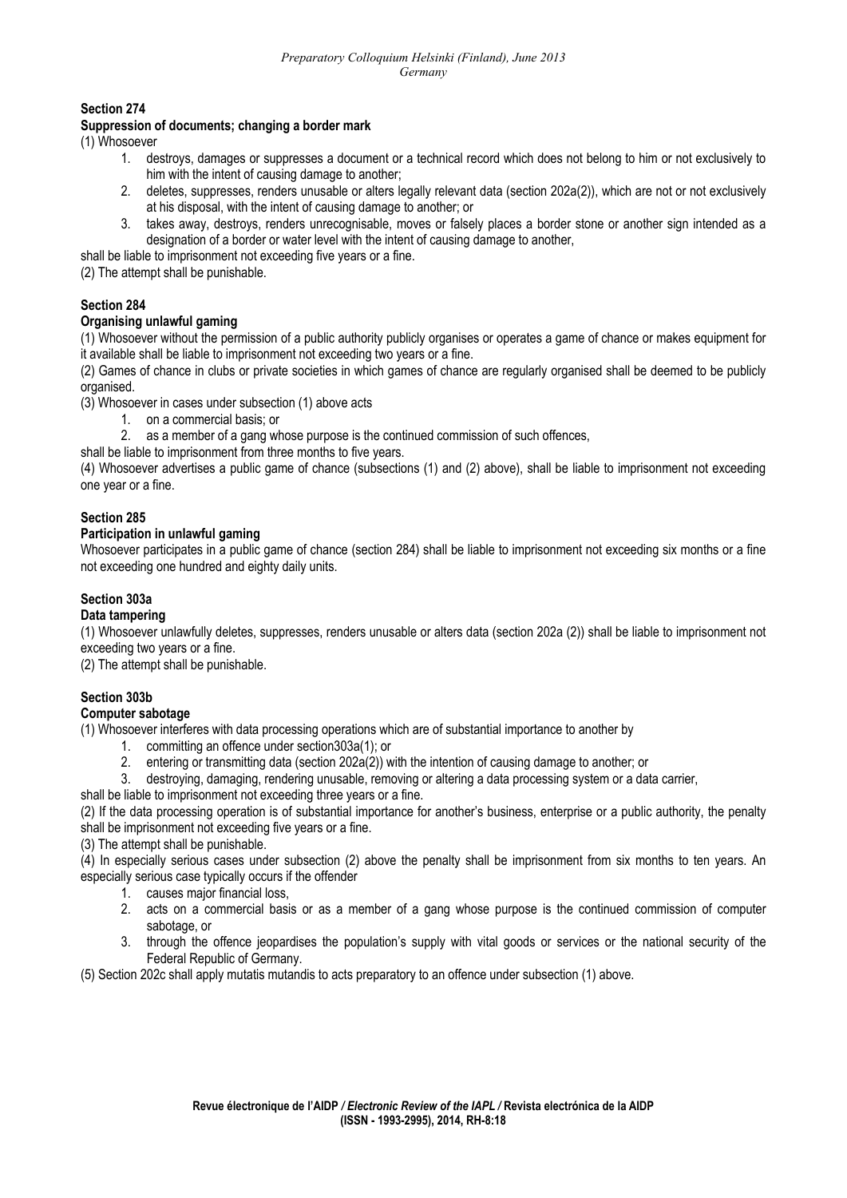**Section 274**

**Suppression of documents; changing a border mark**

(1) Whosoever

1. destroys, damages or suppresses a document or a technical record which does not belong to him or not exclusively to him with the intent of causing damage to another;
2. deletes, suppresses, renders unusable or alters legally relevant data (section 202a(2)), which are not or not exclusively at his disposal, with the intent of causing damage to another; or
3. takes away, destroys, renders unrecognisable, moves or falsely places a border stone or another sign intended as a designation of a border or water level with the intent of causing damage to another,

shall be liable to imprisonment not exceeding five years or a fine.

(2) The attempt shall be punishable.

**Section 284**

**Organising unlawful gaming**

(1) Whosoever without the permission of a public authority publicly organises or operates a game of chance or makes equipment for it available shall be liable to imprisonment not exceeding two years or a fine.

(2) Games of chance in clubs or private societies in which games of chance are regularly organised shall be deemed to be publicly organised.

(3) Whosoever in cases under subsection (1) above acts

1. on a commercial basis; or
2. as a member of a gang whose purpose is the continued commission of such offences,

shall be liable to imprisonment from three months to five years.

(4) Whosoever advertises a public game of chance (subsections (1) and (2) above), shall be liable to imprisonment not exceeding one year or a fine.

**Section 285**

**Participation in unlawful gaming**

Whosoever participates in a public game of chance (section 284) shall be liable to imprisonment not exceeding six months or a fine not exceeding one hundred and eighty daily units.

**Section 303a**

**Data tampering**

(1) Whosoever unlawfully deletes, suppresses, renders unusable or alters data (section 202a (2)) shall be liable to imprisonment not exceeding two years or a fine.

(2) The attempt shall be punishable.

**Section 303b**

**Computer sabotage**

(1) Whosoever interferes with data processing operations which are of substantial importance to another by

1. committing an offence under section303a(1); or
2. entering or transmitting data (section 202a(2)) with the intention of causing damage to another; or
3. destroying, damaging, rendering unusable, removing or altering a data processing system or a data carrier,

shall be liable to imprisonment not exceeding three years or a fine.

(2) If the data processing operation is of substantial importance for another's business, enterprise or a public authority, the penalty shall be imprisonment not exceeding five years or a fine.

(3) The attempt shall be punishable.

(4) In especially serious cases under subsection (2) above the penalty shall be imprisonment from six months to ten years. An especially serious case typically occurs if the offender

1. causes major financial loss,
2. acts on a commercial basis or as a member of a gang whose purpose is the continued commission of computer sabotage, or
3. through the offence jeopardises the population's supply with vital goods or services or the national security of the Federal Republic of Germany.

(5) Section 202c shall apply mutatis mutandis to acts preparatory to an offence under subsection (1) above.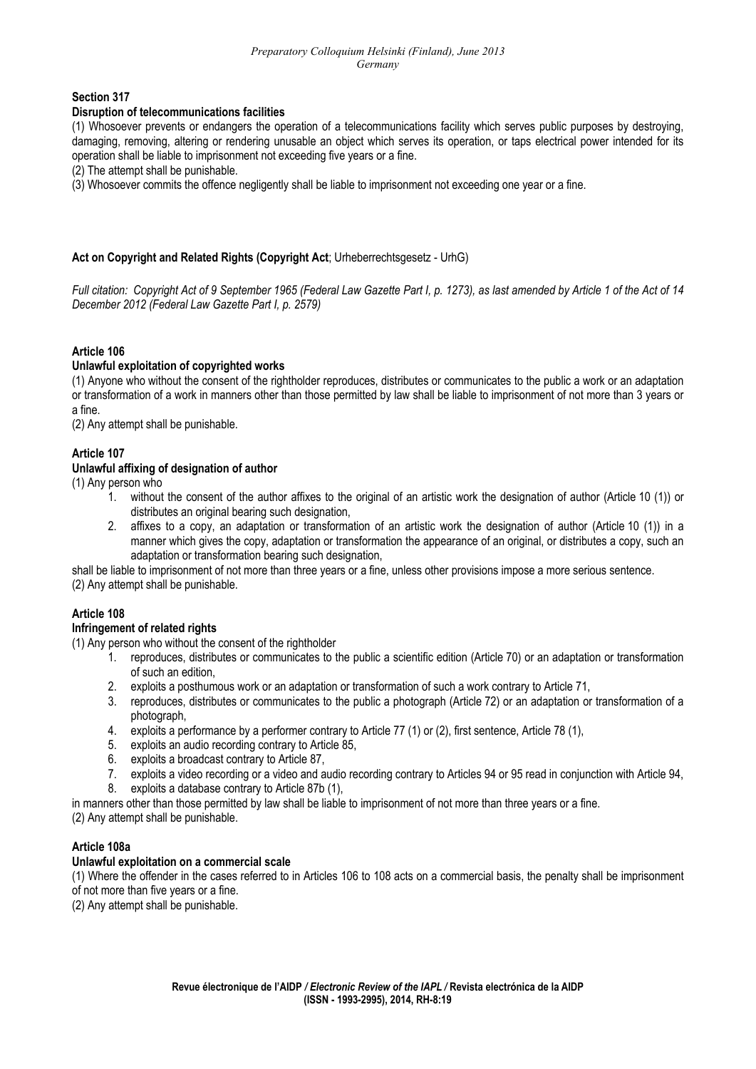**Section 317**

**Disruption of telecommunications facilities**

(1) Whosoever prevents or endangers the operation of a telecommunications facility which serves public purposes by destroying, damaging, removing, altering or rendering unusable an object which serves its operation, or taps electrical power intended for its operation shall be liable to imprisonment not exceeding five years or a fine.

(2) The attempt shall be punishable.

(3) Whosoever commits the offence negligently shall be liable to imprisonment not exceeding one year or a fine.

**Act on Copyright and Related Rights (Copyright Act**; Urheberrechtsgesetz - UrhG)

*Full citation: Copyright Act of 9 September 1965 (Federal Law Gazette Part I, p. 1273), as last amended by Article 1 of the Act of 14 December 2012 (Federal Law Gazette Part I, p. 2579)*

**Article 106**

**Unlawful exploitation of copyrighted works**

(1) Anyone who without the consent of the rightholder reproduces, distributes or communicates to the public a work or an adaptation or transformation of a work in manners other than those permitted by law shall be liable to imprisonment of not more than 3 years or a fine.

(2) Any attempt shall be punishable.

**Article 107**

**Unlawful affixing of designation of author**

(1) Any person who

1. without the consent of the author affixes to the original of an artistic work the designation of author (Article 10 (1)) or distributes an original bearing such designation,
2. affixes to a copy, an adaptation or transformation of an artistic work the designation of author (Article 10 (1)) in a manner which gives the copy, adaptation or transformation the appearance of an original, or distributes a copy, such an adaptation or transformation bearing such designation,

shall be liable to imprisonment of not more than three years or a fine, unless other provisions impose a more serious sentence.

(2) Any attempt shall be punishable.

**Article 108**

**Infringement of related rights**

(1) Any person who without the consent of the rightholder

1. reproduces, distributes or communicates to the public a scientific edition (Article 70) or an adaptation or transformation of such an edition,
2. exploits a posthumous work or an adaptation or transformation of such a work contrary to Article 71,
3. reproduces, distributes or communicates to the public a photograph (Article 72) or an adaptation or transformation of a photograph,
4. exploits a performance by a performer contrary to Article 77 (1) or (2), first sentence, Article 78 (1),
5. exploits an audio recording contrary to Article 85,
6. exploits a broadcast contrary to Article 87,
7. exploits a video recording or a video and audio recording contrary to Articles 94 or 95 read in conjunction with Article 94,
8. exploits a database contrary to Article 87b (1),

in manners other than those permitted by law shall be liable to imprisonment of not more than three years or a fine.

(2) Any attempt shall be punishable.

**Article 108a**

**Unlawful exploitation on a commercial scale**

(1) Where the offender in the cases referred to in Articles 106 to 108 acts on a commercial basis, the penalty shall be imprisonment of not more than five years or a fine.

(2) Any attempt shall be punishable.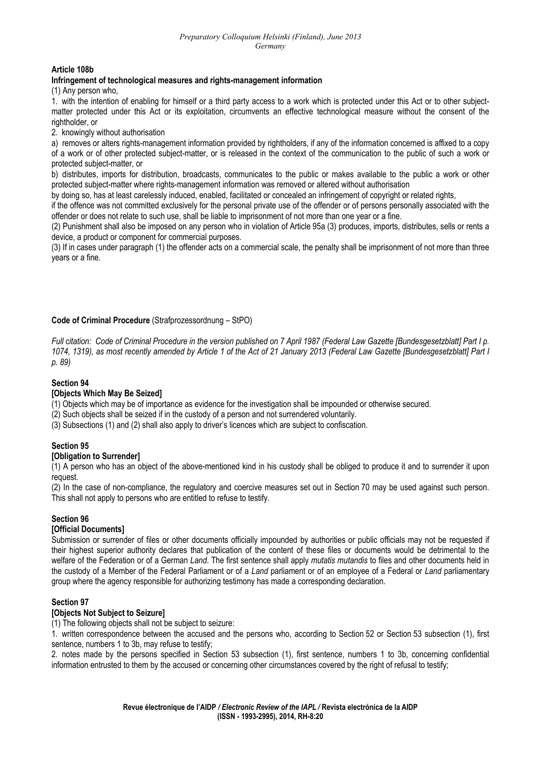**Article 108b**

**Infringement of technological measures and rights-management information**

(1) Any person who,

1. with the intention of enabling for himself or a third party access to a work which is protected under this Act or to other subject-matter protected under this Act or its exploitation, circumvents an effective technological measure without the consent of the rightholder, or

2. knowingly without authorisation

a) removes or alters rights-management information provided by rightholders, if any of the information concerned is affixed to a copy of a work or of other protected subject-matter, or is released in the context of the communication to the public of such a work or protected subject-matter, or

b) distributes, imports for distribution, broadcasts, communicates to the public or makes available to the public a work or other protected subject-matter where rights-management information was removed or altered without authorisation

by doing so, has at least carelessly induced, enabled, facilitated or concealed an infringement of copyright or related rights,

if the offence was not committed exclusively for the personal private use of the offender or of persons personally associated with the offender or does not relate to such use, shall be liable to imprisonment of not more than one year or a fine.

(2) Punishment shall also be imposed on any person who in violation of Article 95a (3) produces, imports, distributes, sells or rents a device, a product or component for commercial purposes.

(3) If in cases under paragraph (1) the offender acts on a commercial scale, the penalty shall be imprisonment of not more than three years or a fine.

**Code of Criminal Procedure** (Strafprozessordnung – StPO)

*Full citation: Code of Criminal Procedure in the version published on 7 April 1987 (Federal Law Gazette [Bundesgesetzblatt] Part I p. 1074, 1319), as most recently amended by Article 1 of the Act of 21 January 2013 (Federal Law Gazette [Bundesgesetzblatt] Part I p. 89)*

**Section 94**

**[Objects Which May Be Seized]**

(1) Objects which may be of importance as evidence for the investigation shall be impounded or otherwise secured.

(2) Such objects shall be seized if in the custody of a person and not surrendered voluntarily.

(3) Subsections (1) and (2) shall also apply to driver's licences which are subject to confiscation.

**Section 95**

**[Obligation to Surrender]**

(1) A person who has an object of the above-mentioned kind in his custody shall be obliged to produce it and to surrender it upon request.

(2) In the case of non-compliance, the regulatory and coercive measures set out in Section 70 may be used against such person. This shall not apply to persons who are entitled to refuse to testify.

**Section 96**

**[Official Documents]**

Submission or surrender of files or other documents officially impounded by authorities or public officials may not be requested if their highest superior authority declares that publication of the content of these files or documents would be detrimental to the welfare of the Federation or of a German *Land*. The first sentence shall apply *mutatis mutandis* to files and other documents held in the custody of a Member of the Federal Parliament or of a *Land* parliament or of an employee of a Federal or *Land* parliamentary group where the agency responsible for authorizing testimony has made a corresponding declaration.

**Section 97**

**[Objects Not Subject to Seizure]**

(1) The following objects shall not be subject to seizure:

1. written correspondence between the accused and the persons who, according to Section 52 or Section 53 subsection (1), first sentence, numbers 1 to 3b, may refuse to testify;

2. notes made by the persons specified in Section 53 subsection (1), first sentence, numbers 1 to 3b, concerning confidential information entrusted to them by the accused or concerning other circumstances covered by the right of refusal to testify;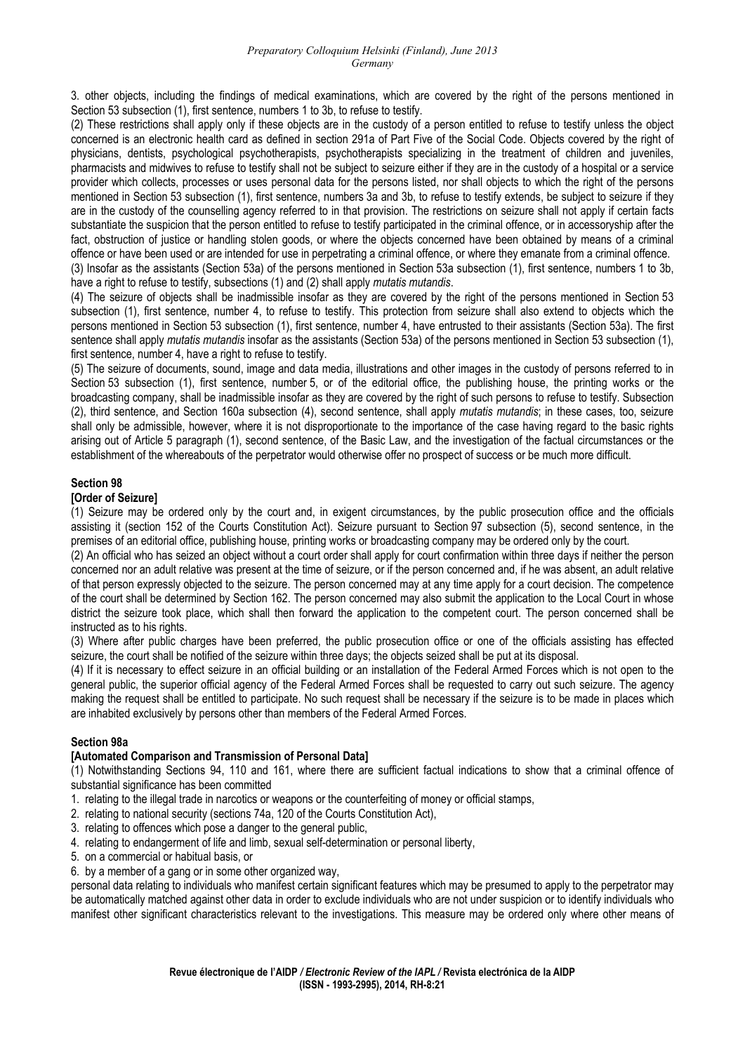3. other objects, including the findings of medical examinations, which are covered by the right of the persons mentioned in Section 53 subsection (1), first sentence, numbers 1 to 3b, to refuse to testify.

(2) These restrictions shall apply only if these objects are in the custody of a person entitled to refuse to testify unless the object concerned is an electronic health card as defined in section 291a of Part Five of the Social Code. Objects covered by the right of physicians, dentists, psychological psychotherapists, psychotherapists specializing in the treatment of children and juveniles, pharmacists and midwives to refuse to testify shall not be subject to seizure either if they are in the custody of a hospital or a service provider which collects, processes or uses personal data for the persons listed, nor shall objects to which the right of the persons mentioned in Section 53 subsection (1), first sentence, numbers 3a and 3b, to refuse to testify extends, be subject to seizure if they are in the custody of the counselling agency referred to in that provision. The restrictions on seizure shall not apply if certain facts substantiate the suspicion that the person entitled to refuse to testify participated in the criminal offence, or in accessoryship after the fact, obstruction of justice or handling stolen goods, or where the objects concerned have been obtained by means of a criminal offence or have been used or are intended for use in perpetrating a criminal offence, or where they emanate from a criminal offence.

(3) Insofar as the assistants (Section 53a) of the persons mentioned in Section 53a subsection (1), first sentence, numbers 1 to 3b, have a right to refuse to testify, subsections (1) and (2) shall apply *mutatis mutandis*.

(4) The seizure of objects shall be inadmissible insofar as they are covered by the right of the persons mentioned in Section 53 subsection (1), first sentence, number 4, to refuse to testify. This protection from seizure shall also extend to objects which the persons mentioned in Section 53 subsection (1), first sentence, number 4, have entrusted to their assistants (Section 53a). The first sentence shall apply *mutatis mutandis* insofar as the assistants (Section 53a) of the persons mentioned in Section 53 subsection (1), first sentence, number 4, have a right to refuse to testify.

(5) The seizure of documents, sound, image and data media, illustrations and other images in the custody of persons referred to in Section 53 subsection (1), first sentence, number 5, or of the editorial office, the publishing house, the printing works or the broadcasting company, shall be inadmissible insofar as they are covered by the right of such persons to refuse to testify. Subsection (2), third sentence, and Section 160a subsection (4), second sentence, shall apply *mutatis mutandis*; in these cases, too, seizure shall only be admissible, however, where it is not disproportionate to the importance of the case having regard to the basic rights arising out of Article 5 paragraph (1), second sentence, of the Basic Law, and the investigation of the factual circumstances or the establishment of the whereabouts of the perpetrator would otherwise offer no prospect of success or be much more difficult.

### Section 98
### [Order of Seizure]

(1) Seizure may be ordered only by the court and, in exigent circumstances, by the public prosecution office and the officials assisting it (section 152 of the Courts Constitution Act). Seizure pursuant to Section 97 subsection (5), second sentence, in the premises of an editorial office, publishing house, printing works or broadcasting company may be ordered only by the court.

(2) An official who has seized an object without a court order shall apply for court confirmation within three days if neither the person concerned nor an adult relative was present at the time of seizure, or if the person concerned and, if he was absent, an adult relative of that person expressly objected to the seizure. The person concerned may at any time apply for a court decision. The competence of the court shall be determined by Section 162. The person concerned may also submit the application to the Local Court in whose district the seizure took place, which shall then forward the application to the competent court. The person concerned shall be instructed as to his rights.

(3) Where after public charges have been preferred, the public prosecution office or one of the officials assisting has effected seizure, the court shall be notified of the seizure within three days; the objects seized shall be put at its disposal.

(4) If it is necessary to effect seizure in an official building or an installation of the Federal Armed Forces which is not open to the general public, the superior official agency of the Federal Armed Forces shall be requested to carry out such seizure. The agency making the request shall be entitled to participate. No such request shall be necessary if the seizure is to be made in places which are inhabited exclusively by persons other than members of the Federal Armed Forces.

### Section 98a
### [Automated Comparison and Transmission of Personal Data]

(1) Notwithstanding Sections 94, 110 and 161, where there are sufficient factual indications to show that a criminal offence of substantial significance has been committed

1. relating to the illegal trade in narcotics or weapons or the counterfeiting of money or official stamps,
2. relating to national security (sections 74a, 120 of the Courts Constitution Act),
3. relating to offences which pose a danger to the general public,
4. relating to endangerment of life and limb, sexual self-determination or personal liberty,
5. on a commercial or habitual basis, or
6. by a member of a gang or in some other organized way,

personal data relating to individuals who manifest certain significant features which may be presumed to apply to the perpetrator may be automatically matched against other data in order to exclude individuals who are not under suspicion or to identify individuals who manifest other significant characteristics relevant to the investigations. This measure may be ordered only where other means of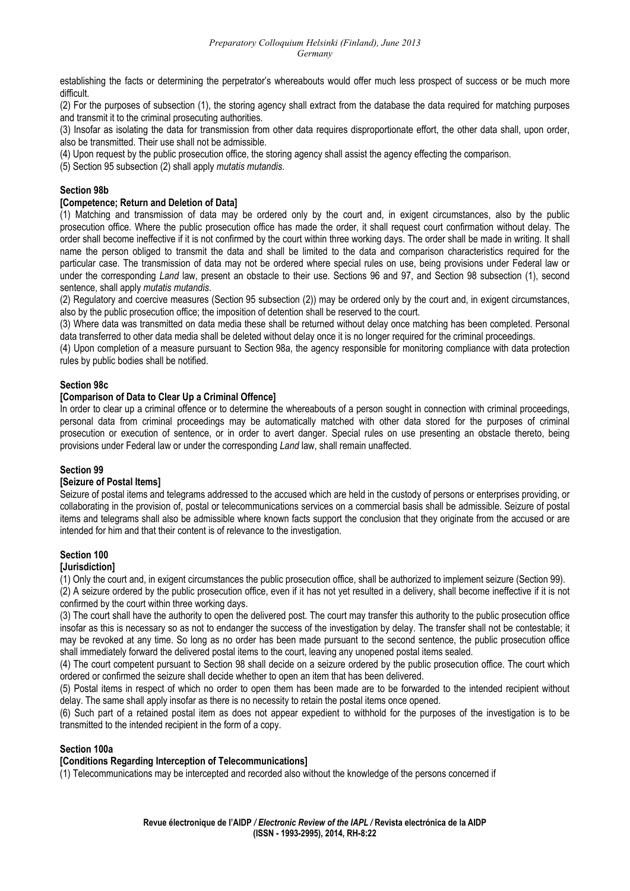establishing the facts or determining the perpetrator's whereabouts would offer much less prospect of success or be much more difficult.

(2) For the purposes of subsection (1), the storing agency shall extract from the database the data required for matching purposes and transmit it to the criminal prosecuting authorities.

(3) Insofar as isolating the data for transmission from other data requires disproportionate effort, the other data shall, upon order, also be transmitted. Their use shall not be admissible.

(4) Upon request by the public prosecution office, the storing agency shall assist the agency effecting the comparison.

(5) Section 95 subsection (2) shall apply *mutatis mutandis*.

**Section 98b**

**[Competence; Return and Deletion of Data]**

(1) Matching and transmission of data may be ordered only by the court and, in exigent circumstances, also by the public prosecution office. Where the public prosecution office has made the order, it shall request court confirmation without delay. The order shall become ineffective if it is not confirmed by the court within three working days. The order shall be made in writing. It shall name the person obliged to transmit the data and shall be limited to the data and comparison characteristics required for the particular case. The transmission of data may not be ordered where special rules on use, being provisions under Federal law or under the corresponding *Land* law, present an obstacle to their use. Sections 96 and 97, and Section 98 subsection (1), second sentence, shall apply *mutatis mutandis*.

(2) Regulatory and coercive measures (Section 95 subsection (2)) may be ordered only by the court and, in exigent circumstances, also by the public prosecution office; the imposition of detention shall be reserved to the court.

(3) Where data was transmitted on data media these shall be returned without delay once matching has been completed. Personal data transferred to other data media shall be deleted without delay once it is no longer required for the criminal proceedings.

(4) Upon completion of a measure pursuant to Section 98a, the agency responsible for monitoring compliance with data protection rules by public bodies shall be notified.

**Section 98c**

**[Comparison of Data to Clear Up a Criminal Offence]**

In order to clear up a criminal offence or to determine the whereabouts of a person sought in connection with criminal proceedings, personal data from criminal proceedings may be automatically matched with other data stored for the purposes of criminal prosecution or execution of sentence, or in order to avert danger. Special rules on use presenting an obstacle thereto, being provisions under Federal law or under the corresponding *Land* law, shall remain unaffected.

**Section 99**

**[Seizure of Postal Items]**

Seizure of postal items and telegrams addressed to the accused which are held in the custody of persons or enterprises providing, or collaborating in the provision of, postal or telecommunications services on a commercial basis shall be admissible. Seizure of postal items and telegrams shall also be admissible where known facts support the conclusion that they originate from the accused or are intended for him and that their content is of relevance to the investigation.

**Section 100**

**[Jurisdiction]**

(1) Only the court and, in exigent circumstances the public prosecution office, shall be authorized to implement seizure (Section 99).

(2) A seizure ordered by the public prosecution office, even if it has not yet resulted in a delivery, shall become ineffective if it is not confirmed by the court within three working days.

(3) The court shall have the authority to open the delivered post. The court may transfer this authority to the public prosecution office insofar as this is necessary so as not to endanger the success of the investigation by delay. The transfer shall not be contestable; it may be revoked at any time. So long as no order has been made pursuant to the second sentence, the public prosecution office shall immediately forward the delivered postal items to the court, leaving any unopened postal items sealed.

(4) The court competent pursuant to Section 98 shall decide on a seizure ordered by the public prosecution office. The court which ordered or confirmed the seizure shall decide whether to open an item that has been delivered.

(5) Postal items in respect of which no order to open them has been made are to be forwarded to the intended recipient without delay. The same shall apply insofar as there is no necessity to retain the postal items once opened.

(6) Such part of a retained postal item as does not appear expedient to withhold for the purposes of the investigation is to be transmitted to the intended recipient in the form of a copy.

**Section 100a**

**[Conditions Regarding Interception of Telecommunications]**

(1) Telecommunications may be intercepted and recorded also without the knowledge of the persons concerned if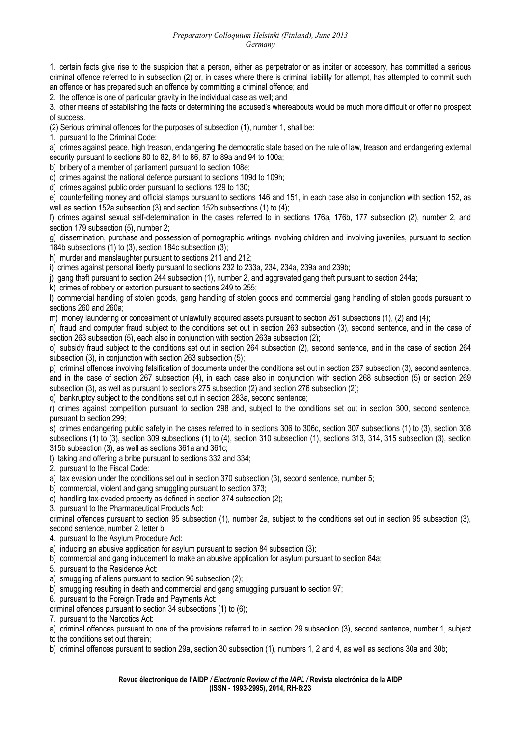1. certain facts give rise to the suspicion that a person, either as perpetrator or as inciter or accessory, has committed a serious criminal offence referred to in subsection (2) or, in cases where there is criminal liability for attempt, has attempted to commit such an offence or has prepared such an offence by committing a criminal offence; and

2. the offence is one of particular gravity in the individual case as well; and

3. other means of establishing the facts or determining the accused's whereabouts would be much more difficult or offer no prospect of success.

(2) Serious criminal offences for the purposes of subsection (1), number 1, shall be:

1. pursuant to the Criminal Code:

a) crimes against peace, high treason, endangering the democratic state based on the rule of law, treason and endangering external security pursuant to sections 80 to 82, 84 to 86, 87 to 89a and 94 to 100a;

b) bribery of a member of parliament pursuant to section 108e;

c) crimes against the national defence pursuant to sections 109d to 109h;

d) crimes against public order pursuant to sections 129 to 130;

e) counterfeiting money and official stamps pursuant to sections 146 and 151, in each case also in conjunction with section 152, as well as section 152a subsection (3) and section 152b subsections (1) to (4);

f) crimes against sexual self-determination in the cases referred to in sections 176a, 176b, 177 subsection (2), number 2, and section 179 subsection (5), number 2;

g) dissemination, purchase and possession of pornographic writings involving children and involving juveniles, pursuant to section 184b subsections (1) to (3), section 184c subsection (3);

h) murder and manslaughter pursuant to sections 211 and 212;

i) crimes against personal liberty pursuant to sections 232 to 233a, 234, 234a, 239a and 239b;

j) gang theft pursuant to section 244 subsection (1), number 2, and aggravated gang theft pursuant to section 244a;

k) crimes of robbery or extortion pursuant to sections 249 to 255;

l) commercial handling of stolen goods, gang handling of stolen goods and commercial gang handling of stolen goods pursuant to sections 260 and 260a;

m) money laundering or concealment of unlawfully acquired assets pursuant to section 261 subsections (1), (2) and (4);

n) fraud and computer fraud subject to the conditions set out in section 263 subsection (3), second sentence, and in the case of section 263 subsection (5), each also in conjunction with section 263a subsection (2);

o) subsidy fraud subject to the conditions set out in section 264 subsection (2), second sentence, and in the case of section 264 subsection (3), in conjunction with section 263 subsection (5);

p) criminal offences involving falsification of documents under the conditions set out in section 267 subsection (3), second sentence, and in the case of section 267 subsection (4), in each case also in conjunction with section 268 subsection (5) or section 269 subsection (3), as well as pursuant to sections 275 subsection (2) and section 276 subsection (2);

q) bankruptcy subject to the conditions set out in section 283a, second sentence;

r) crimes against competition pursuant to section 298 and, subject to the conditions set out in section 300, second sentence, pursuant to section 299;

s) crimes endangering public safety in the cases referred to in sections 306 to 306c, section 307 subsections (1) to (3), section 308 subsections (1) to (3), section 309 subsections (1) to (4), section 310 subsection (1), sections 313, 314, 315 subsection (3), section 315b subsection (3), as well as sections 361a and 361c;

t) taking and offering a bribe pursuant to sections 332 and 334;

2. pursuant to the Fiscal Code:

a) tax evasion under the conditions set out in section 370 subsection (3), second sentence, number 5;

b) commercial, violent and gang smuggling pursuant to section 373;

c) handling tax-evaded property as defined in section 374 subsection (2);

3. pursuant to the Pharmaceutical Products Act:

criminal offences pursuant to section 95 subsection (1), number 2a, subject to the conditions set out in section 95 subsection (3), second sentence, number 2, letter b;

4. pursuant to the Asylum Procedure Act:

a) inducing an abusive application for asylum pursuant to section 84 subsection (3);

b) commercial and gang inducement to make an abusive application for asylum pursuant to section 84a;

5. pursuant to the Residence Act:

a) smuggling of aliens pursuant to section 96 subsection (2);

b) smuggling resulting in death and commercial and gang smuggling pursuant to section 97;

6. pursuant to the Foreign Trade and Payments Act:

criminal offences pursuant to section 34 subsections (1) to (6);

7. pursuant to the Narcotics Act:

a) criminal offences pursuant to one of the provisions referred to in section 29 subsection (3), second sentence, number 1, subject to the conditions set out therein;

b) criminal offences pursuant to section 29a, section 30 subsection (1), numbers 1, 2 and 4, as well as sections 30a and 30b;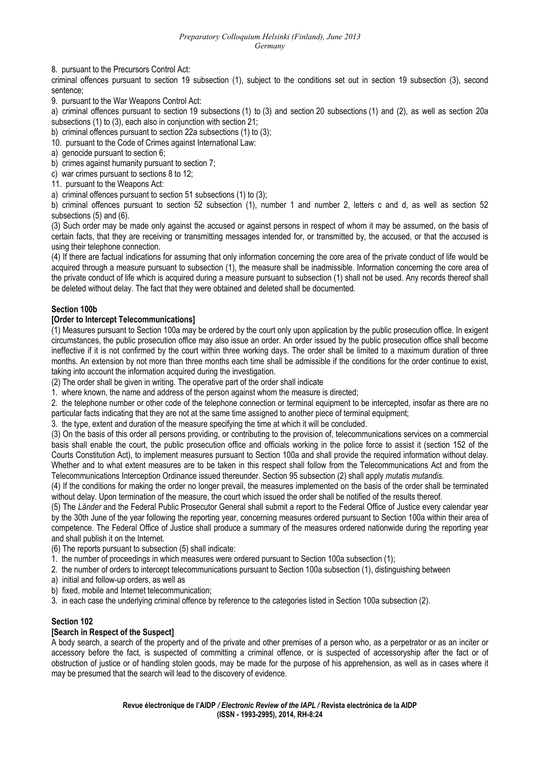8. pursuant to the Precursors Control Act:

criminal offences pursuant to section 19 subsection (1), subject to the conditions set out in section 19 subsection (3), second sentence;

9. pursuant to the War Weapons Control Act:

a) criminal offences pursuant to section 19 subsections (1) to (3) and section 20 subsections (1) and (2), as well as section 20a subsections (1) to (3), each also in conjunction with section 21;

b) criminal offences pursuant to section 22a subsections (1) to (3);

10. pursuant to the Code of Crimes against International Law:

a) genocide pursuant to section 6;

b) crimes against humanity pursuant to section 7;

c) war crimes pursuant to sections 8 to 12;

11. pursuant to the Weapons Act:

a) criminal offences pursuant to section 51 subsections (1) to (3);

b) criminal offences pursuant to section 52 subsection (1), number 1 and number 2, letters c and d, as well as section 52 subsections (5) and (6).

(3) Such order may be made only against the accused or against persons in respect of whom it may be assumed, on the basis of certain facts, that they are receiving or transmitting messages intended for, or transmitted by, the accused, or that the accused is using their telephone connection.

(4) If there are factual indications for assuming that only information concerning the core area of the private conduct of life would be acquired through a measure pursuant to subsection (1), the measure shall be inadmissible. Information concerning the core area of the private conduct of life which is acquired during a measure pursuant to subsection (1) shall not be used. Any records thereof shall be deleted without delay. The fact that they were obtained and deleted shall be documented.

**Section 100b**

**[Order to Intercept Telecommunications]**

(1) Measures pursuant to Section 100a may be ordered by the court only upon application by the public prosecution office. In exigent circumstances, the public prosecution office may also issue an order. An order issued by the public prosecution office shall become ineffective if it is not confirmed by the court within three working days. The order shall be limited to a maximum duration of three months. An extension by not more than three months each time shall be admissible if the conditions for the order continue to exist, taking into account the information acquired during the investigation.

(2) The order shall be given in writing. The operative part of the order shall indicate

1. where known, the name and address of the person against whom the measure is directed;

2. the telephone number or other code of the telephone connection or terminal equipment to be intercepted, insofar as there are no particular facts indicating that they are not at the same time assigned to another piece of terminal equipment;

3. the type, extent and duration of the measure specifying the time at which it will be concluded.

(3) On the basis of this order all persons providing, or contributing to the provision of, telecommunications services on a commercial basis shall enable the court, the public prosecution office and officials working in the police force to assist it (section 152 of the Courts Constitution Act), to implement measures pursuant to Section 100a and shall provide the required information without delay. Whether and to what extent measures are to be taken in this respect shall follow from the Telecommunications Act and from the Telecommunications Interception Ordinance issued thereunder. Section 95 subsection (2) shall apply *mutatis mutandis*.

(4) If the conditions for making the order no longer prevail, the measures implemented on the basis of the order shall be terminated without delay. Upon termination of the measure, the court which issued the order shall be notified of the results thereof.

(5) The *Länder* and the Federal Public Prosecutor General shall submit a report to the Federal Office of Justice every calendar year by the 30th June of the year following the reporting year, concerning measures ordered pursuant to Section 100a within their area of competence. The Federal Office of Justice shall produce a summary of the measures ordered nationwide during the reporting year and shall publish it on the Internet.

(6) The reports pursuant to subsection (5) shall indicate:

1. the number of proceedings in which measures were ordered pursuant to Section 100a subsection (1);

2. the number of orders to intercept telecommunications pursuant to Section 100a subsection (1), distinguishing between

a) initial and follow-up orders, as well as

b) fixed, mobile and Internet telecommunication;

3. in each case the underlying criminal offence by reference to the categories listed in Section 100a subsection (2).

**Section 102**

**[Search in Respect of the Suspect]**

A body search, a search of the property and of the private and other premises of a person who, as a perpetrator or as an inciter or accessory before the fact, is suspected of committing a criminal offence, or is suspected of accessoryship after the fact or of obstruction of justice or of handling stolen goods, may be made for the purpose of his apprehension, as well as in cases where it may be presumed that the search will lead to the discovery of evidence.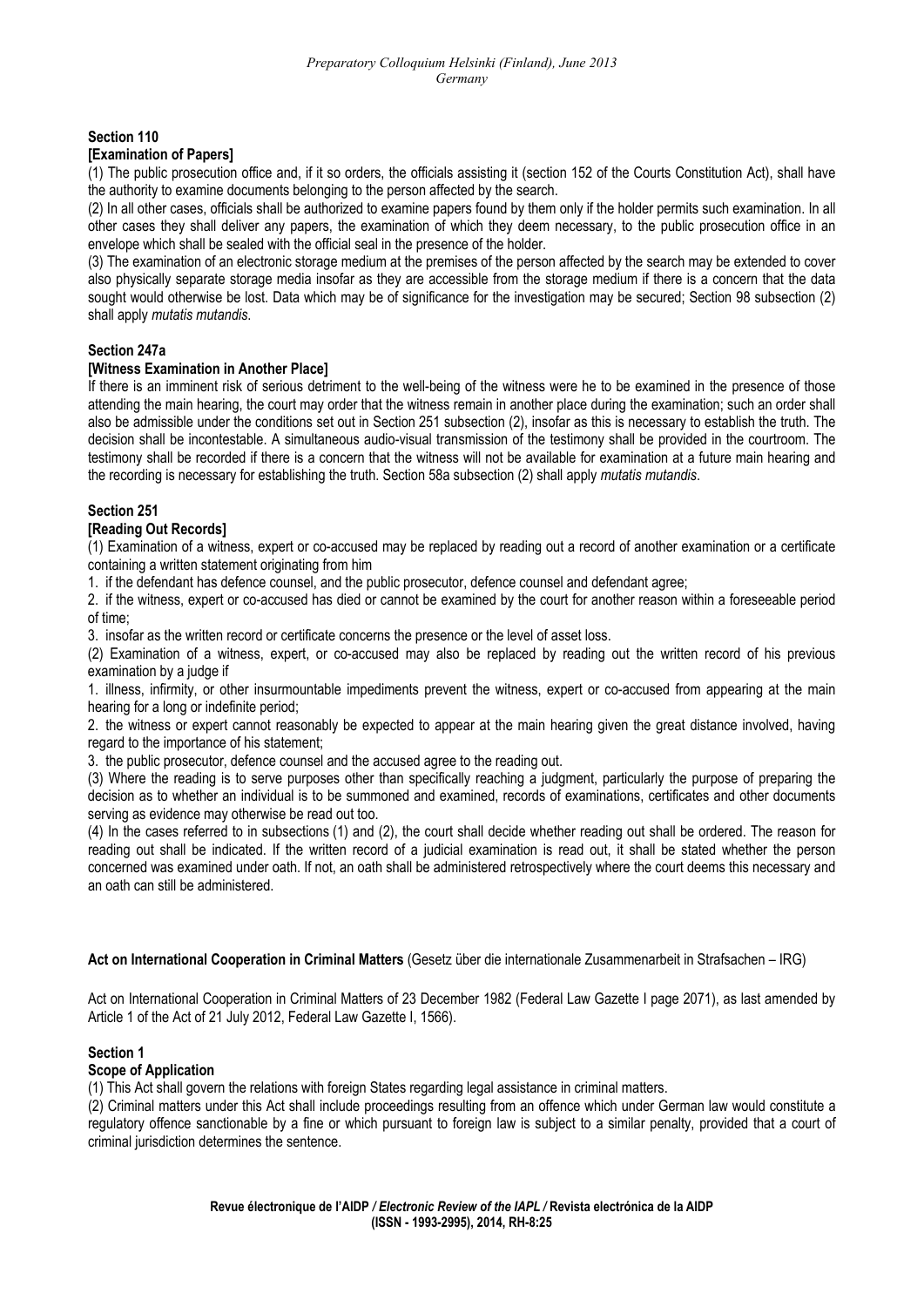**Section 110**

**[Examination of Papers]**

(1) The public prosecution office and, if it so orders, the officials assisting it (section 152 of the Courts Constitution Act), shall have the authority to examine documents belonging to the person affected by the search.

(2) In all other cases, officials shall be authorized to examine papers found by them only if the holder permits such examination. In all other cases they shall deliver any papers, the examination of which they deem necessary, to the public prosecution office in an envelope which shall be sealed with the official seal in the presence of the holder.

(3) The examination of an electronic storage medium at the premises of the person affected by the search may be extended to cover also physically separate storage media insofar as they are accessible from the storage medium if there is a concern that the data sought would otherwise be lost. Data which may be of significance for the investigation may be secured; Section 98 subsection (2) shall apply *mutatis mutandis*.

**Section 247a**

**[Witness Examination in Another Place]**

If there is an imminent risk of serious detriment to the well-being of the witness were he to be examined in the presence of those attending the main hearing, the court may order that the witness remain in another place during the examination; such an order shall also be admissible under the conditions set out in Section 251 subsection (2), insofar as this is necessary to establish the truth. The decision shall be incontestable. A simultaneous audio-visual transmission of the testimony shall be provided in the courtroom. The testimony shall be recorded if there is a concern that the witness will not be available for examination at a future main hearing and the recording is necessary for establishing the truth. Section 58a subsection (2) shall apply *mutatis mutandis*.

**Section 251**

**[Reading Out Records]**

(1) Examination of a witness, expert or co-accused may be replaced by reading out a record of another examination or a certificate containing a written statement originating from him

1. if the defendant has defence counsel, and the public prosecutor, defence counsel and defendant agree;
2. if the witness, expert or co-accused has died or cannot be examined by the court for another reason within a foreseeable period of time;
3. insofar as the written record or certificate concerns the presence or the level of asset loss.

(2) Examination of a witness, expert, or co-accused may also be replaced by reading out the written record of his previous examination by a judge if

1. illness, infirmity, or other insurmountable impediments prevent the witness, expert or co-accused from appearing at the main hearing for a long or indefinite period;
2. the witness or expert cannot reasonably be expected to appear at the main hearing given the great distance involved, having regard to the importance of his statement;
3. the public prosecutor, defence counsel and the accused agree to the reading out.

(3) Where the reading is to serve purposes other than specifically reaching a judgment, particularly the purpose of preparing the decision as to whether an individual is to be summoned and examined, records of examinations, certificates and other documents serving as evidence may otherwise be read out too.

(4) In the cases referred to in subsections (1) and (2), the court shall decide whether reading out shall be ordered. The reason for reading out shall be indicated. If the written record of a judicial examination is read out, it shall be stated whether the person concerned was examined under oath. If not, an oath shall be administered retrospectively where the court deems this necessary and an oath can still be administered.

**Act on International Cooperation in Criminal Matters** (Gesetz über die internationale Zusammenarbeit in Strafsachen – IRG)

Act on International Cooperation in Criminal Matters of 23 December 1982 (Federal Law Gazette I page 2071), as last amended by Article 1 of the Act of 21 July 2012, Federal Law Gazette I, 1566).

**Section 1**

**Scope of Application**

(1) This Act shall govern the relations with foreign States regarding legal assistance in criminal matters.

(2) Criminal matters under this Act shall include proceedings resulting from an offence which under German law would constitute a regulatory offence sanctionable by a fine or which pursuant to foreign law is subject to a similar penalty, provided that a court of criminal jurisdiction determines the sentence.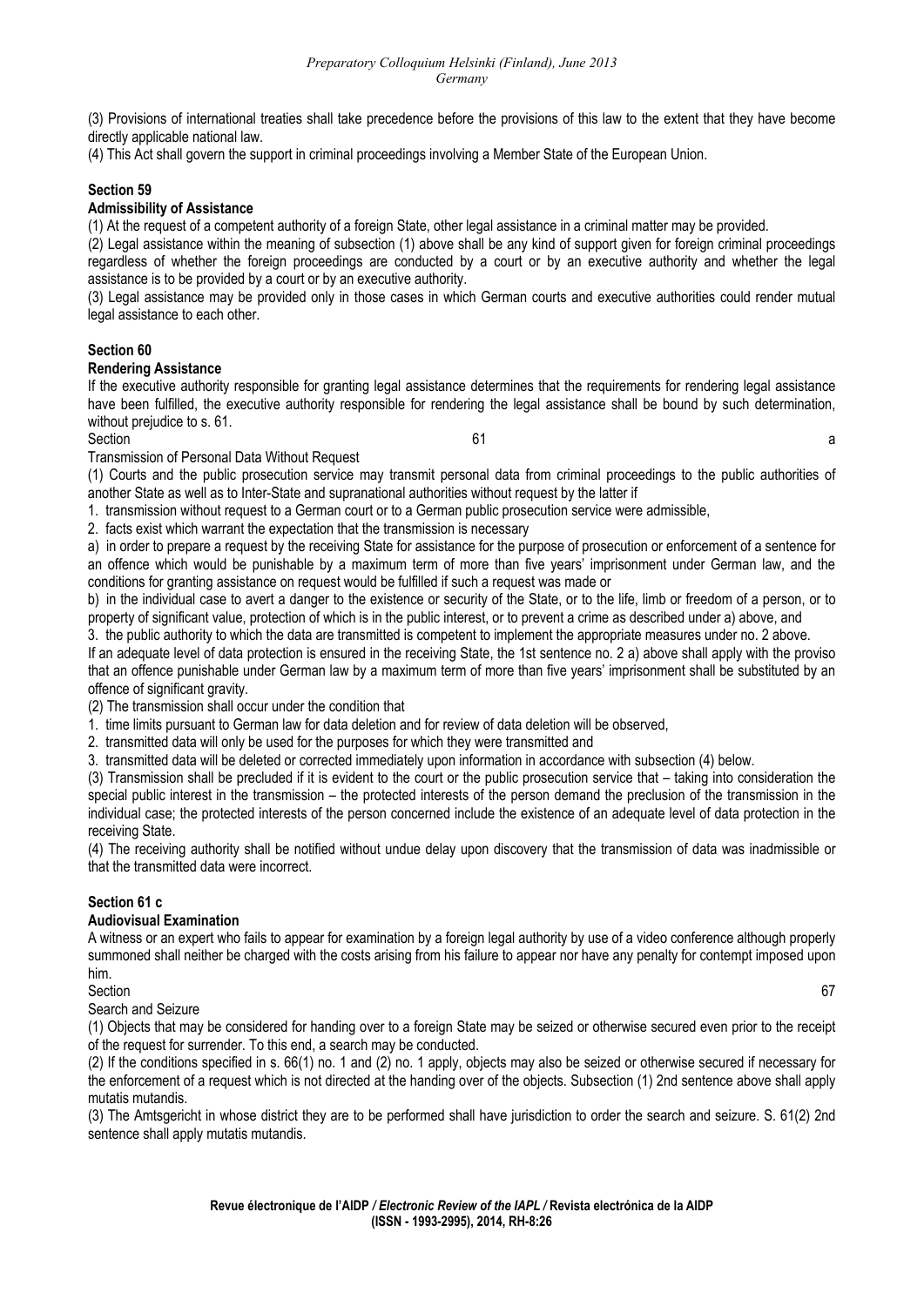(3) Provisions of international treaties shall take precedence before the provisions of this law to the extent that they have become directly applicable national law.

(4) This Act shall govern the support in criminal proceedings involving a Member State of the European Union.

**Section 59**

**Admissibility of Assistance**

(1) At the request of a competent authority of a foreign State, other legal assistance in a criminal matter may be provided.

(2) Legal assistance within the meaning of subsection (1) above shall be any kind of support given for foreign criminal proceedings regardless of whether the foreign proceedings are conducted by a court or by an executive authority and whether the legal assistance is to be provided by a court or by an executive authority.

(3) Legal assistance may be provided only in those cases in which German courts and executive authorities could render mutual legal assistance to each other.

**Section 60**

**Rendering Assistance**

If the executive authority responsible for granting legal assistance determines that the requirements for rendering legal assistance have been fulfilled, the executive authority responsible for rendering the legal assistance shall be bound by such determination, without prejudice to s. 61.

Section 61 a

Transmission of Personal Data Without Request

(1) Courts and the public prosecution service may transmit personal data from criminal proceedings to the public authorities of another State as well as to Inter-State and supranational authorities without request by the latter if

1. transmission without request to a German court or to a German public prosecution service were admissible,
2. facts exist which warrant the expectation that the transmission is necessary

a) in order to prepare a request by the receiving State for assistance for the purpose of prosecution or enforcement of a sentence for an offence which would be punishable by a maximum term of more than five years' imprisonment under German law, and the conditions for granting assistance on request would be fulfilled if such a request was made or

b) in the individual case to avert a danger to the existence or security of the State, or to the life, limb or freedom of a person, or to property of significant value, protection of which is in the public interest, or to prevent a crime as described under a) above, and

3. the public authority to which the data are transmitted is competent to implement the appropriate measures under no. 2 above.

If an adequate level of data protection is ensured in the receiving State, the 1st sentence no. 2 a) above shall apply with the proviso that an offence punishable under German law by a maximum term of more than five years' imprisonment shall be substituted by an offence of significant gravity.

(2) The transmission shall occur under the condition that

1. time limits pursuant to German law for data deletion and for review of data deletion will be observed,
2. transmitted data will only be used for the purposes for which they were transmitted and
3. transmitted data will be deleted or corrected immediately upon information in accordance with subsection (4) below.

(3) Transmission shall be precluded if it is evident to the court or the public prosecution service that – taking into consideration the special public interest in the transmission – the protected interests of the person demand the preclusion of the transmission in the individual case; the protected interests of the person concerned include the existence of an adequate level of data protection in the receiving State.

(4) The receiving authority shall be notified without undue delay upon discovery that the transmission of data was inadmissible or that the transmitted data were incorrect.

**Section 61 c**

**Audiovisual Examination**

A witness or an expert who fails to appear for examination by a foreign legal authority by use of a video conference although properly summoned shall neither be charged with the costs arising from his failure to appear nor have any penalty for contempt imposed upon him.

Section 67

Search and Seizure

(1) Objects that may be considered for handing over to a foreign State may be seized or otherwise secured even prior to the receipt of the request for surrender. To this end, a search may be conducted.

(2) If the conditions specified in s. 66(1) no. 1 and (2) no. 1 apply, objects may also be seized or otherwise secured if necessary for the enforcement of a request which is not directed at the handing over of the objects. Subsection (1) 2nd sentence above shall apply mutatis mutandis.

(3) The Amtsgericht in whose district they are to be performed shall have jurisdiction to order the search and seizure. S. 61(2) 2nd sentence shall apply mutatis mutandis.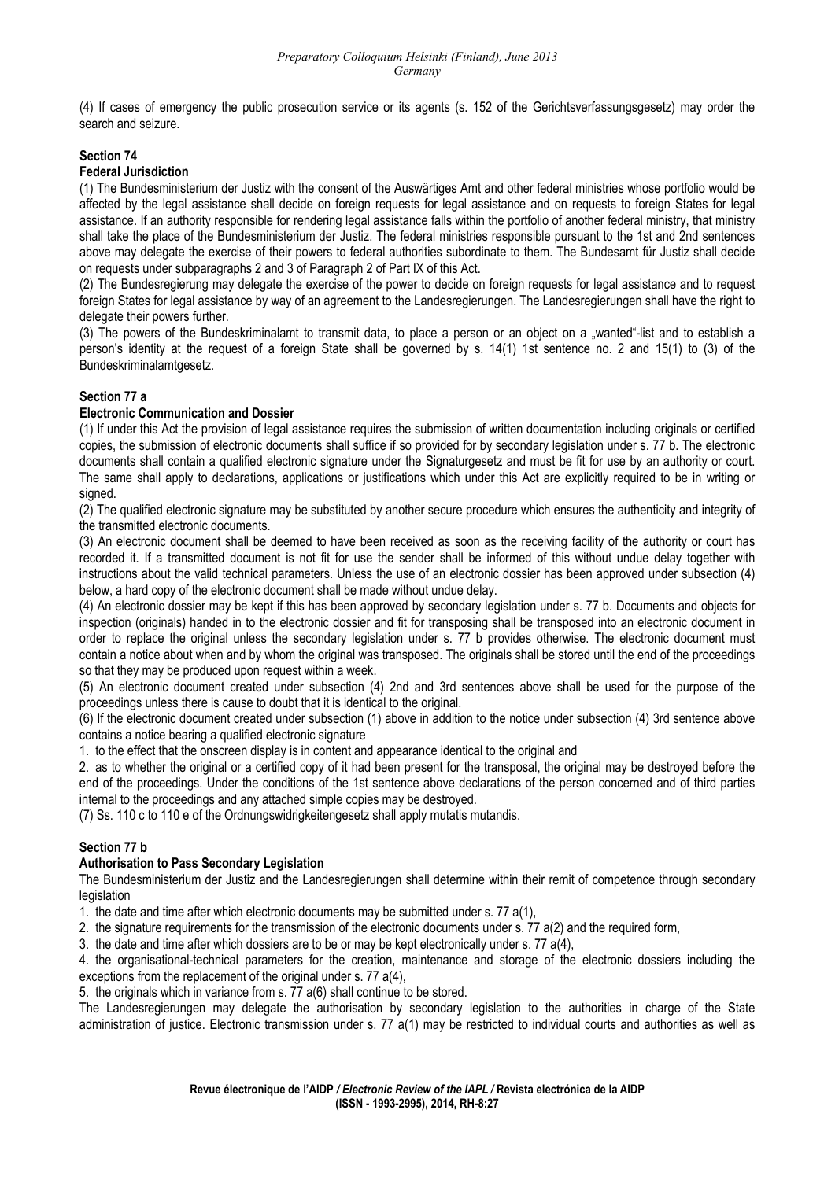(4) If cases of emergency the public prosecution service or its agents (s. 152 of the Gerichtsverfassungsgesetz) may order the search and seizure.

**Section 74**

**Federal Jurisdiction**

(1) The Bundesministerium der Justiz with the consent of the Auswärtiges Amt and other federal ministries whose portfolio would be affected by the legal assistance shall decide on foreign requests for legal assistance and on requests to foreign States for legal assistance. If an authority responsible for rendering legal assistance falls within the portfolio of another federal ministry, that ministry shall take the place of the Bundesministerium der Justiz. The federal ministries responsible pursuant to the 1st and 2nd sentences above may delegate the exercise of their powers to federal authorities subordinate to them. The Bundesamt für Justiz shall decide on requests under subparagraphs 2 and 3 of Paragraph 2 of Part IX of this Act.

(2) The Bundesregierung may delegate the exercise of the power to decide on foreign requests for legal assistance and to request foreign States for legal assistance by way of an agreement to the Landesregierungen. The Landesregierungen shall have the right to delegate their powers further.

(3) The powers of the Bundeskriminalamt to transmit data, to place a person or an object on a „wanted"-list and to establish a person's identity at the request of a foreign State shall be governed by s. 14(1) 1st sentence no. 2 and 15(1) to (3) of the Bundeskriminalamtgesetz.

**Section 77 a**

**Electronic Communication and Dossier**

(1) If under this Act the provision of legal assistance requires the submission of written documentation including originals or certified copies, the submission of electronic documents shall suffice if so provided for by secondary legislation under s. 77 b. The electronic documents shall contain a qualified electronic signature under the Signaturgesetz and must be fit for use by an authority or court. The same shall apply to declarations, applications or justifications which under this Act are explicitly required to be in writing or signed.

(2) The qualified electronic signature may be substituted by another secure procedure which ensures the authenticity and integrity of the transmitted electronic documents.

(3) An electronic document shall be deemed to have been received as soon as the receiving facility of the authority or court has recorded it. If a transmitted document is not fit for use the sender shall be informed of this without undue delay together with instructions about the valid technical parameters. Unless the use of an electronic dossier has been approved under subsection (4) below, a hard copy of the electronic document shall be made without undue delay.

(4) An electronic dossier may be kept if this has been approved by secondary legislation under s. 77 b. Documents and objects for inspection (originals) handed in to the electronic dossier and fit for transposing shall be transposed into an electronic document in order to replace the original unless the secondary legislation under s. 77 b provides otherwise. The electronic document must contain a notice about when and by whom the original was transposed. The originals shall be stored until the end of the proceedings so that they may be produced upon request within a week.

(5) An electronic document created under subsection (4) 2nd and 3rd sentences above shall be used for the purpose of the proceedings unless there is cause to doubt that it is identical to the original.

(6) If the electronic document created under subsection (1) above in addition to the notice under subsection (4) 3rd sentence above contains a notice bearing a qualified electronic signature

1. to the effect that the onscreen display is in content and appearance identical to the original and
2. as to whether the original or a certified copy of it had been present for the transposal, the original may be destroyed before the end of the proceedings. Under the conditions of the 1st sentence above declarations of the person concerned and of third parties internal to the proceedings and any attached simple copies may be destroyed.

(7) Ss. 110 c to 110 e of the Ordnungswidrigkeitengesetz shall apply mutatis mutandis.

**Section 77 b**

**Authorisation to Pass Secondary Legislation**

The Bundesministerium der Justiz and the Landesregierungen shall determine within their remit of competence through secondary legislation

1. the date and time after which electronic documents may be submitted under s. 77 a(1),
2. the signature requirements for the transmission of the electronic documents under s. 77 a(2) and the required form,
3. the date and time after which dossiers are to be or may be kept electronically under s. 77 a(4),
4. the organisational-technical parameters for the creation, maintenance and storage of the electronic dossiers including the exceptions from the replacement of the original under s. 77 a(4),
5. the originals which in variance from s. 77 a(6) shall continue to be stored.

The Landesregierungen may delegate the authorisation by secondary legislation to the authorities in charge of the State administration of justice. Electronic transmission under s. 77 a(1) may be restricted to individual courts and authorities as well as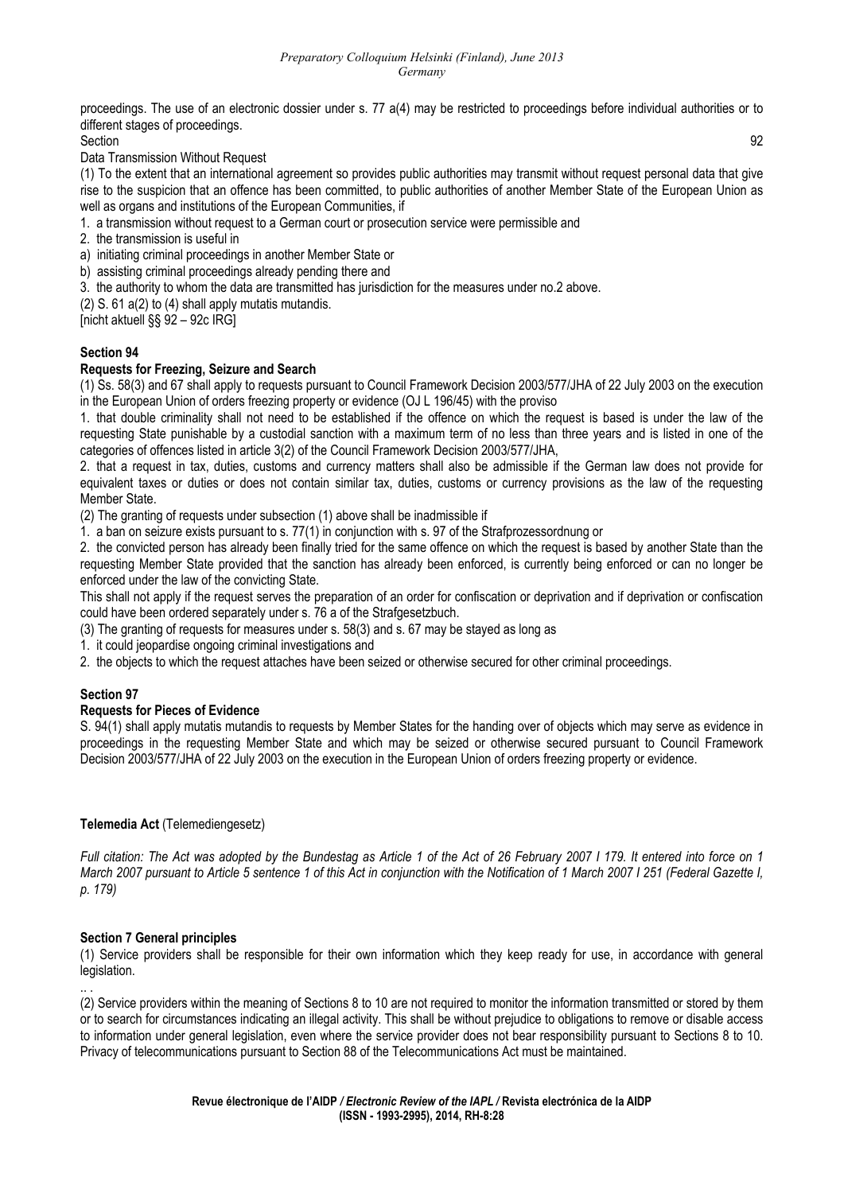proceedings. The use of an electronic dossier under s. 77 a(4) may be restricted to proceedings before individual authorities or to different stages of proceedings.

Section 92

Data Transmission Without Request

(1) To the extent that an international agreement so provides public authorities may transmit without request personal data that give rise to the suspicion that an offence has been committed, to public authorities of another Member State of the European Union as well as organs and institutions of the European Communities, if

1. a transmission without request to a German court or prosecution service were permissible and
2. the transmission is useful in
   a) initiating criminal proceedings in another Member State or
   b) assisting criminal proceedings already pending there and
3. the authority to whom the data are transmitted has jurisdiction for the measures under no.2 above.

(2) S. 61 a(2) to (4) shall apply mutatis mutandis.

[nicht aktuell §§ 92 – 92c IRG]

**Section 94**

**Requests for Freezing, Seizure and Search**

(1) Ss. 58(3) and 67 shall apply to requests pursuant to Council Framework Decision 2003/577/JHA of 22 July 2003 on the execution in the European Union of orders freezing property or evidence (OJ L 196/45) with the proviso

1. that double criminality shall not need to be established if the offence on which the request is based is under the law of the requesting State punishable by a custodial sanction with a maximum term of no less than three years and is listed in one of the categories of offences listed in article 3(2) of the Council Framework Decision 2003/577/JHA,
2. that a request in tax, duties, customs and currency matters shall also be admissible if the German law does not provide for equivalent taxes or duties or does not contain similar tax, duties, customs or currency provisions as the law of the requesting Member State.

(2) The granting of requests under subsection (1) above shall be inadmissible if

1. a ban on seizure exists pursuant to s. 77(1) in conjunction with s. 97 of the Strafprozessordnung or
2. the convicted person has already been finally tried for the same offence on which the request is based by another State than the requesting Member State provided that the sanction has already been enforced, is currently being enforced or can no longer be enforced under the law of the convicting State.

This shall not apply if the request serves the preparation of an order for confiscation or deprivation and if deprivation or confiscation could have been ordered separately under s. 76 a of the Strafgesetzbuch.

(3) The granting of requests for measures under s. 58(3) and s. 67 may be stayed as long as

1. it could jeopardise ongoing criminal investigations and
2. the objects to which the request attaches have been seized or otherwise secured for other criminal proceedings.

**Section 97**

**Requests for Pieces of Evidence**

S. 94(1) shall apply mutatis mutandis to requests by Member States for the handing over of objects which may serve as evidence in proceedings in the requesting Member State and which may be seized or otherwise secured pursuant to Council Framework Decision 2003/577/JHA of 22 July 2003 on the execution in the European Union of orders freezing property or evidence.

**Telemedia Act** (Telemediengesetz)

*Full citation: The Act was adopted by the Bundestag as Article 1 of the Act of 26 February 2007 I 179. It entered into force on 1 March 2007 pursuant to Article 5 sentence 1 of this Act in conjunction with the Notification of 1 March 2007 I 251 (Federal Gazette I, p. 179)*

**Section 7 General principles**

(1) Service providers shall be responsible for their own information which they keep ready for use, in accordance with general legislation.

.. .

(2) Service providers within the meaning of Sections 8 to 10 are not required to monitor the information transmitted or stored by them or to search for circumstances indicating an illegal activity. This shall be without prejudice to obligations to remove or disable access to information under general legislation, even where the service provider does not bear responsibility pursuant to Sections 8 to 10. Privacy of telecommunications pursuant to Section 88 of the Telecommunications Act must be maintained.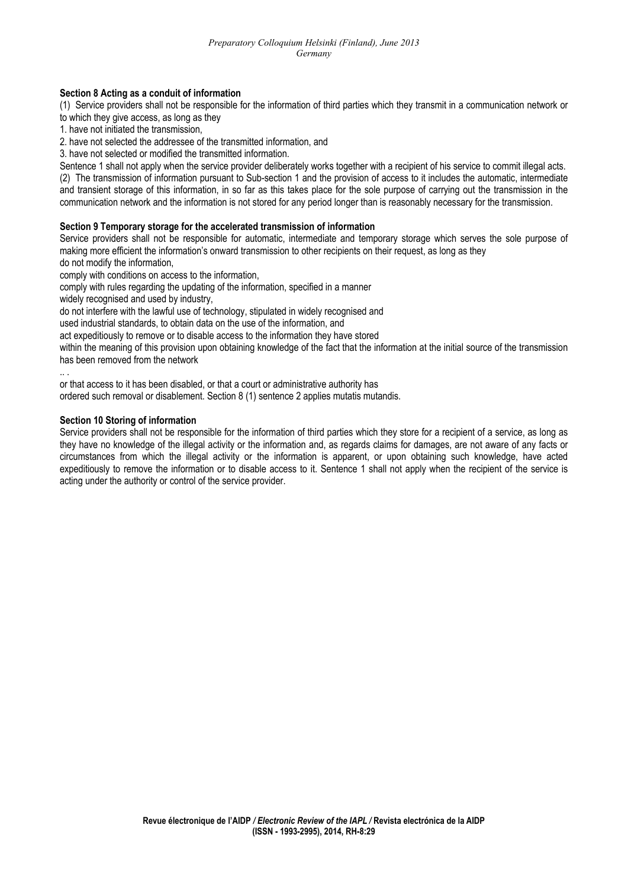**Section 8 Acting as a conduit of information**

(1) Service providers shall not be responsible for the information of third parties which they transmit in a communication network or to which they give access, as long as they

1. have not initiated the transmission,
2. have not selected the addressee of the transmitted information, and
3. have not selected or modified the transmitted information.

Sentence 1 shall not apply when the service provider deliberately works together with a recipient of his service to commit illegal acts.

(2) The transmission of information pursuant to Sub-section 1 and the provision of access to it includes the automatic, intermediate and transient storage of this information, in so far as this takes place for the sole purpose of carrying out the transmission in the communication network and the information is not stored for any period longer than is reasonably necessary for the transmission.

**Section 9 Temporary storage for the accelerated transmission of information**

Service providers shall not be responsible for automatic, intermediate and temporary storage which serves the sole purpose of making more efficient the information's onward transmission to other recipients on their request, as long as they

do not modify the information,

comply with conditions on access to the information,

comply with rules regarding the updating of the information, specified in a manner widely recognised and used by industry,

do not interfere with the lawful use of technology, stipulated in widely recognised and used industrial standards, to obtain data on the use of the information, and

act expeditiously to remove or to disable access to the information they have stored within the meaning of this provision upon obtaining knowledge of the fact that the information at the initial source of the transmission has been removed from the network

.. .

or that access to it has been disabled, or that a court or administrative authority has ordered such removal or disablement. Section 8 (1) sentence 2 applies mutatis mutandis.

**Section 10 Storing of information**

Service providers shall not be responsible for the information of third parties which they store for a recipient of a service, as long as they have no knowledge of the illegal activity or the information and, as regards claims for damages, are not aware of any facts or circumstances from which the illegal activity or the information is apparent, or upon obtaining such knowledge, have acted expeditiously to remove the information or to disable access to it. Sentence 1 shall not apply when the recipient of the service is acting under the authority or control of the service provider.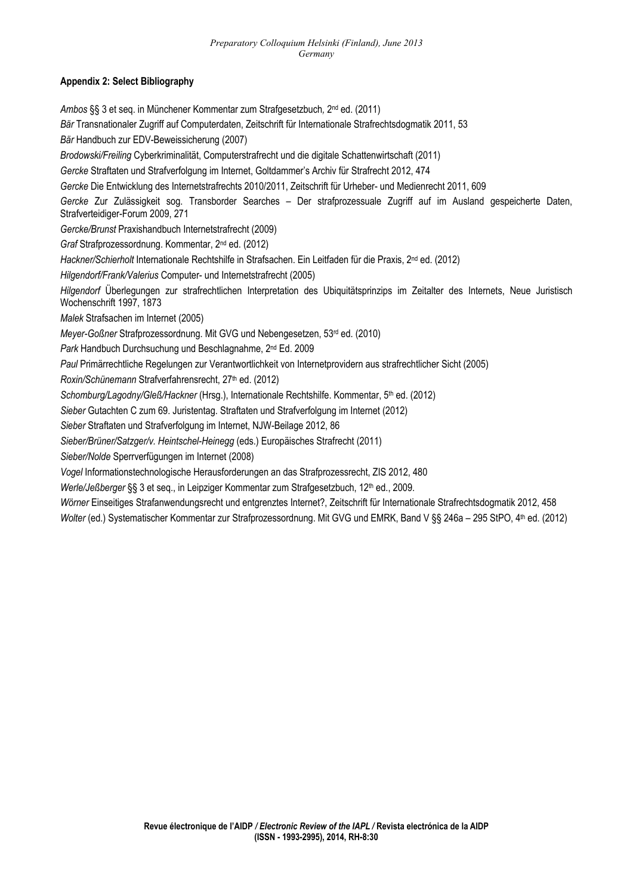### Appendix 2: Select Bibliography

*Ambos* §§ 3 et seq. in Münchener Kommentar zum Strafgesetzbuch, 2nd ed. (2011)

*Bär* Transnationaler Zugriff auf Computerdaten, Zeitschrift für Internationale Strafrechtsdogmatik 2011, 53

*Bär* Handbuch zur EDV-Beweissicherung (2007)

*Brodowski/Freiling* Cyberkriminalität, Computerstrafrecht und die digitale Schattenwirtschaft (2011)

*Gercke* Straftaten und Strafverfolgung im Internet, Goltdammer's Archiv für Strafrecht 2012, 474

*Gercke* Die Entwicklung des Internetstrafrechts 2010/2011, Zeitschrift für Urheber- und Medienrecht 2011, 609

*Gercke* Zur Zulässigkeit sog. Transborder Searches – Der strafprozessuale Zugriff auf im Ausland gespeicherte Daten, Strafverteidiger-Forum 2009, 271

*Gercke/Brunst* Praxishandbuch Internetstrafrecht (2009)

*Graf* Strafprozessordnung. Kommentar, 2nd ed. (2012)

*Hackner/Schierholt* Internationale Rechtshilfe in Strafsachen. Ein Leitfaden für die Praxis, 2nd ed. (2012)

*Hilgendorf/Frank/Valerius* Computer- und Internetstrafrecht (2005)

*Hilgendorf* Überlegungen zur strafrechtlichen Interpretation des Ubiquitätsprinzips im Zeitalter des Internets, Neue Juristisch Wochenschrift 1997, 1873

*Malek* Strafsachen im Internet (2005)

*Meyer-Goßner* Strafprozessordnung. Mit GVG und Nebengesetzen, 53rd ed. (2010)

*Park* Handbuch Durchsuchung und Beschlagnahme, 2nd Ed. 2009

*Paul* Primärrechtliche Regelungen zur Verantwortlichkeit von Internetprovidern aus strafrechtlicher Sicht (2005)

*Roxin/Schünemann* Strafverfahrensrecht, 27th ed. (2012)

*Schomburg/Lagodny/Gleß/Hackner* (Hrsg.), Internationale Rechtshilfe. Kommentar, 5th ed. (2012)

*Sieber* Gutachten C zum 69. Juristentag. Straftaten und Strafverfolgung im Internet (2012)

*Sieber* Straftaten und Strafverfolgung im Internet, NJW-Beilage 2012, 86

*Sieber/Brüner/Satzger/v. Heintschel-Heinegg* (eds.) Europäisches Strafrecht (2011)

*Sieber/Nolde* Sperrverfügungen im Internet (2008)

*Vogel* Informationstechnologische Herausforderungen an das Strafprozessrecht, ZIS 2012, 480

*Werle/Jeßberger* §§ 3 et seq., in Leipziger Kommentar zum Strafgesetzbuch, 12th ed., 2009.

*Wörner* Einseitiges Strafanwendungsrecht und entgrenztes Internet?, Zeitschrift für Internationale Strafrechtsdogmatik 2012, 458

*Wolter* (ed.) Systematischer Kommentar zur Strafprozessordnung. Mit GVG und EMRK, Band V §§ 246a – 295 StPO, 4th ed. (2012)